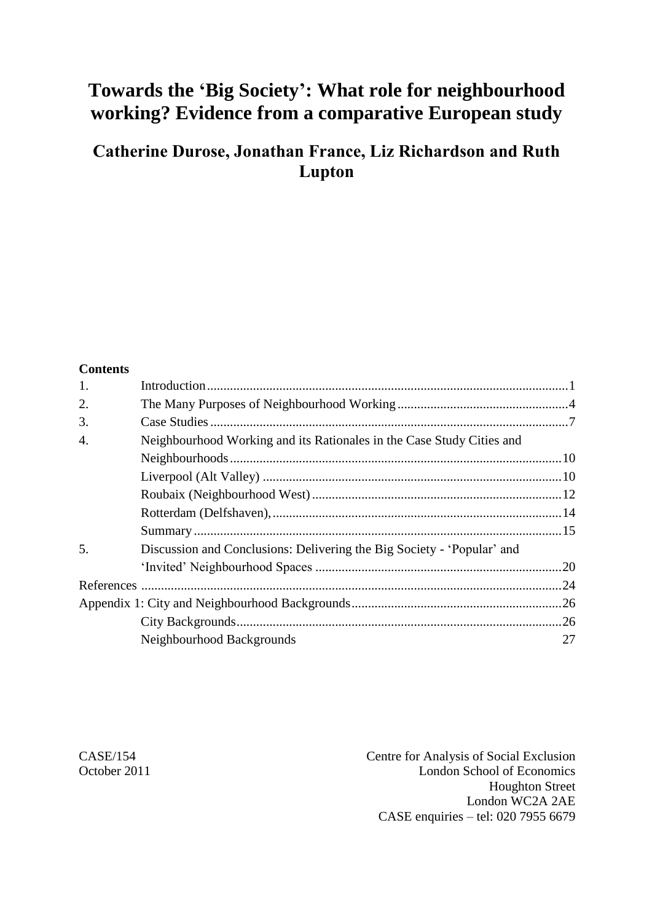# Towards the 'Big Society': What role for neighbourhood working? Evidence from a comparative European study

## Catherine Durose, Jonathan France, Liz Richardson and Ruth Lupton

**Contents**

| | | |
|---|---|---|
| 1. | Introduction | 1 |
| 2. | The Many Purposes of Neighbourhood Working | 4 |
| 3. | Case Studies | 7 |
| 4. | Neighbourhood Working and its Rationales in the Case Study Cities and Neighbourhoods | 10 |
| | Liverpool (Alt Valley) | 10 |
| | Roubaix (Neighbourhood West) | 12 |
| | Rotterdam (Delfshaven), | 14 |
| | Summary | 15 |
| 5. | Discussion and Conclusions: Delivering the Big Society - 'Popular' and 'Invited' Neighbourhood Spaces | 20 |
| References | | 24 |
| Appendix 1: City and Neighbourhood Backgrounds | | 26 |
| | City Backgrounds | 26 |
| | Neighbourhood Backgrounds | 27 |

CASE/154
October 2011

Centre for Analysis of Social Exclusion
London School of Economics
Houghton Street
London WC2A 2AE
CASE enquiries – tel: 020 7955 6679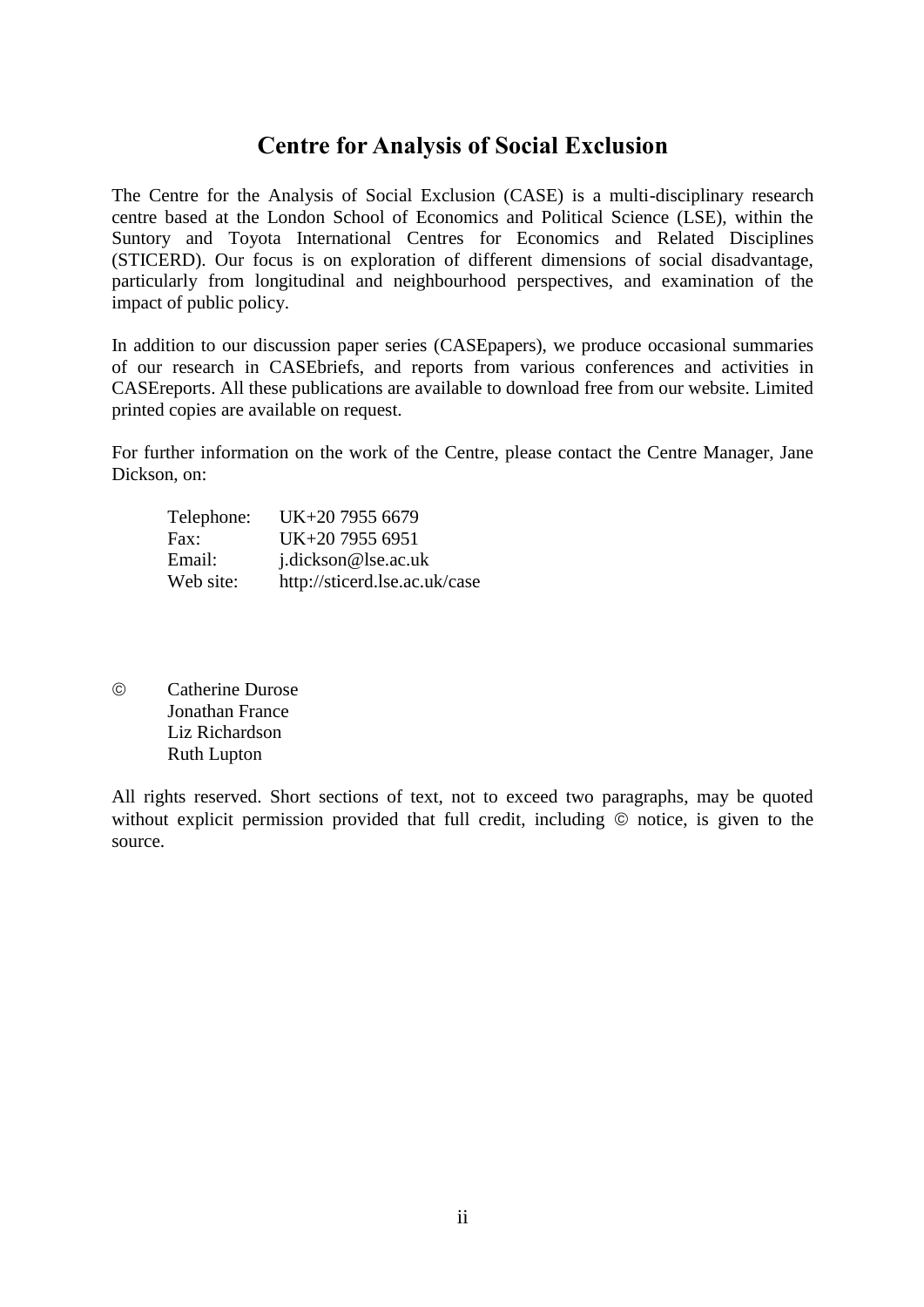## Centre for Analysis of Social Exclusion

The Centre for the Analysis of Social Exclusion (CASE) is a multi-disciplinary research centre based at the London School of Economics and Political Science (LSE), within the Suntory and Toyota International Centres for Economics and Related Disciplines (STICERD). Our focus is on exploration of different dimensions of social disadvantage, particularly from longitudinal and neighbourhood perspectives, and examination of the impact of public policy.

In addition to our discussion paper series (CASEpapers), we produce occasional summaries of our research in CASEbriefs, and reports from various conferences and activities in CASEreports. All these publications are available to download free from our website. Limited printed copies are available on request.

For further information on the work of the Centre, please contact the Centre Manager, Jane Dickson, on:

| | |
|---|---|
| Telephone: | UK+20 7955 6679 |
| Fax: | UK+20 7955 6951 |
| Email: | j.dickson@lse.ac.uk |
| Web site: | http://sticerd.lse.ac.uk/case |

© Catherine Durose
Jonathan France
Liz Richardson
Ruth Lupton

All rights reserved. Short sections of text, not to exceed two paragraphs, may be quoted without explicit permission provided that full credit, including © notice, is given to the source.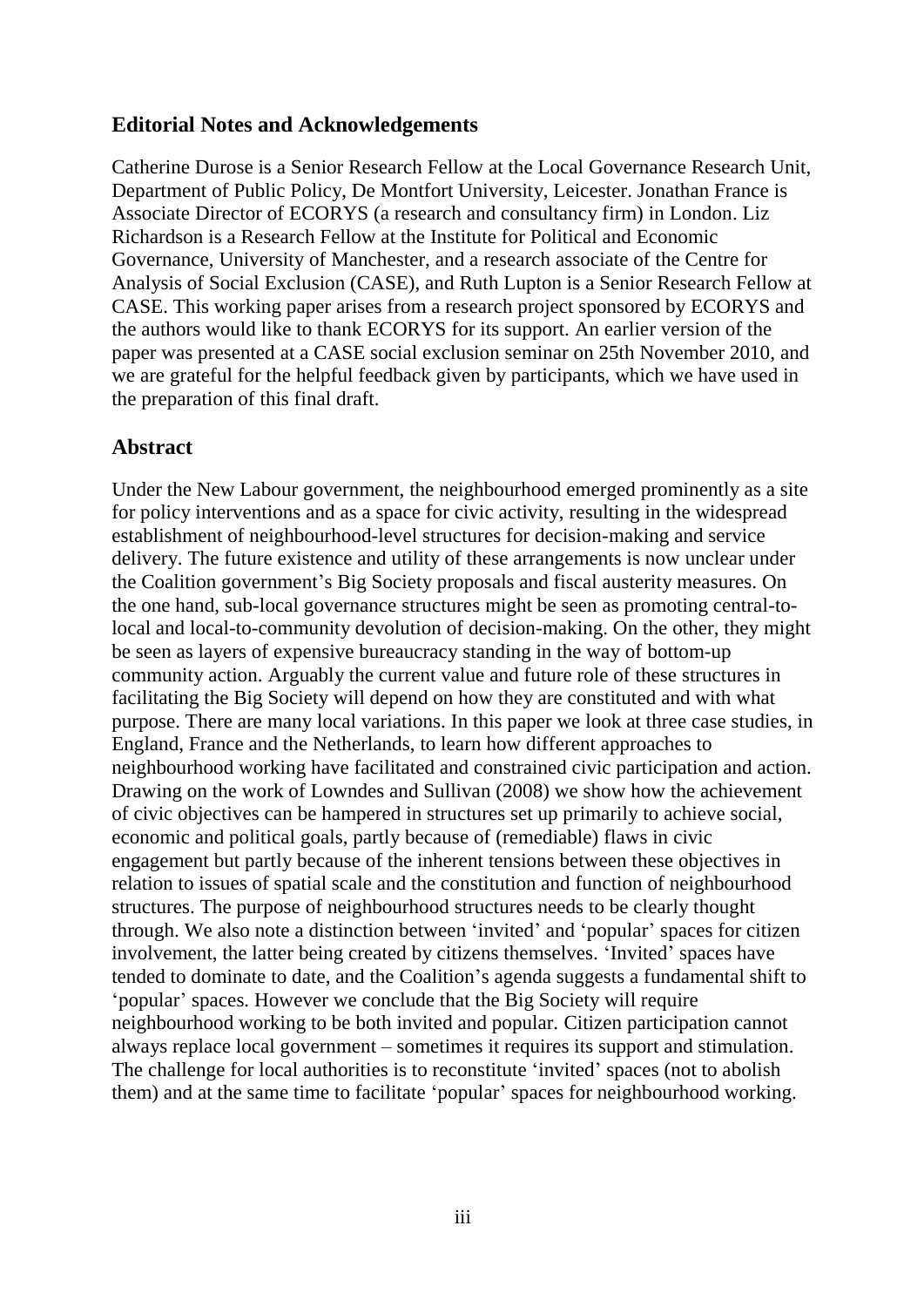## Editorial Notes and Acknowledgements

Catherine Durose is a Senior Research Fellow at the Local Governance Research Unit, Department of Public Policy, De Montfort University, Leicester. Jonathan France is Associate Director of ECORYS (a research and consultancy firm) in London. Liz Richardson is a Research Fellow at the Institute for Political and Economic Governance, University of Manchester, and a research associate of the Centre for Analysis of Social Exclusion (CASE), and Ruth Lupton is a Senior Research Fellow at CASE. This working paper arises from a research project sponsored by ECORYS and the authors would like to thank ECORYS for its support. An earlier version of the paper was presented at a CASE social exclusion seminar on 25th November 2010, and we are grateful for the helpful feedback given by participants, which we have used in the preparation of this final draft.

## Abstract

Under the New Labour government, the neighbourhood emerged prominently as a site for policy interventions and as a space for civic activity, resulting in the widespread establishment of neighbourhood-level structures for decision-making and service delivery. The future existence and utility of these arrangements is now unclear under the Coalition government's Big Society proposals and fiscal austerity measures. On the one hand, sub-local governance structures might be seen as promoting central-to-local and local-to-community devolution of decision-making. On the other, they might be seen as layers of expensive bureaucracy standing in the way of bottom-up community action. Arguably the current value and future role of these structures in facilitating the Big Society will depend on how they are constituted and with what purpose. There are many local variations. In this paper we look at three case studies, in England, France and the Netherlands, to learn how different approaches to neighbourhood working have facilitated and constrained civic participation and action. Drawing on the work of Lowndes and Sullivan (2008) we show how the achievement of civic objectives can be hampered in structures set up primarily to achieve social, economic and political goals, partly because of (remediable) flaws in civic engagement but partly because of the inherent tensions between these objectives in relation to issues of spatial scale and the constitution and function of neighbourhood structures. The purpose of neighbourhood structures needs to be clearly thought through. We also note a distinction between 'invited' and 'popular' spaces for citizen involvement, the latter being created by citizens themselves. 'Invited' spaces have tended to dominate to date, and the Coalition's agenda suggests a fundamental shift to 'popular' spaces. However we conclude that the Big Society will require neighbourhood working to be both invited and popular. Citizen participation cannot always replace local government – sometimes it requires its support and stimulation. The challenge for local authorities is to reconstitute 'invited' spaces (not to abolish them) and at the same time to facilitate 'popular' spaces for neighbourhood working.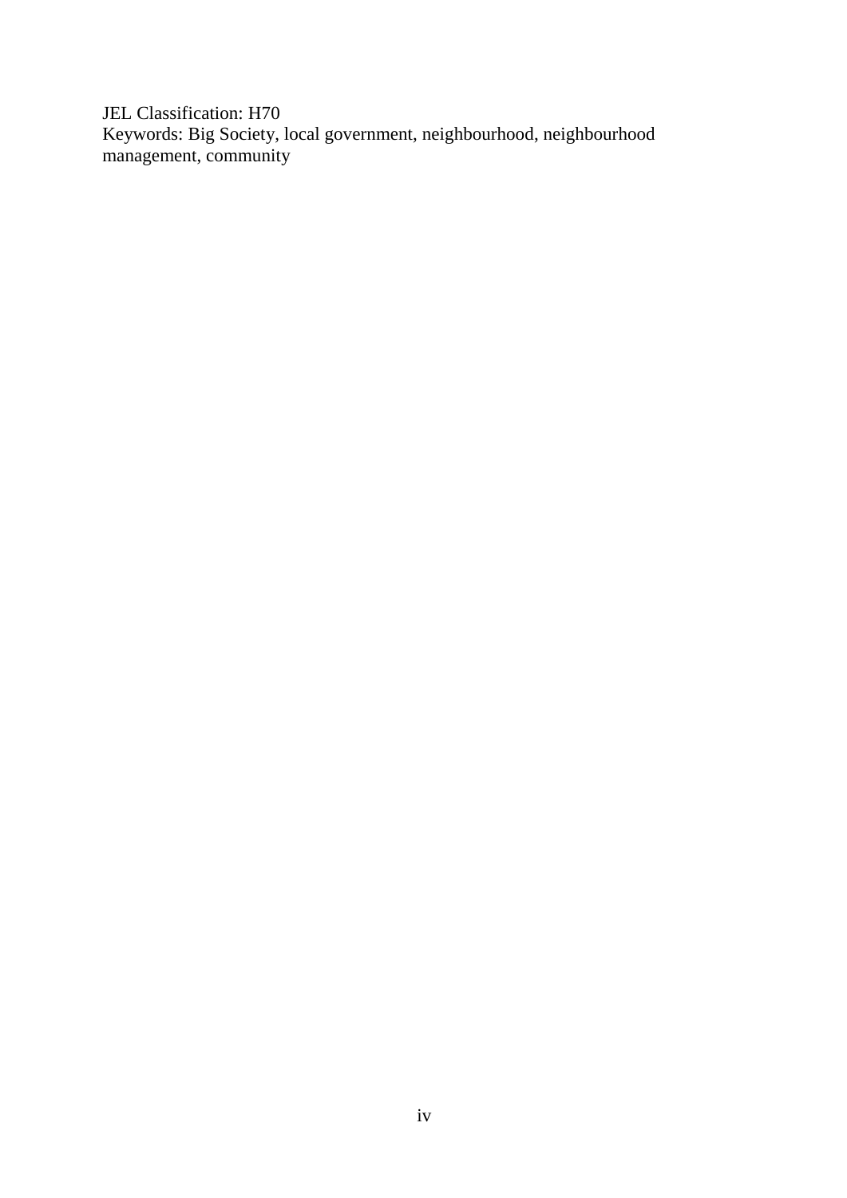JEL Classification: H70
Keywords: Big Society, local government, neighbourhood, neighbourhood management, community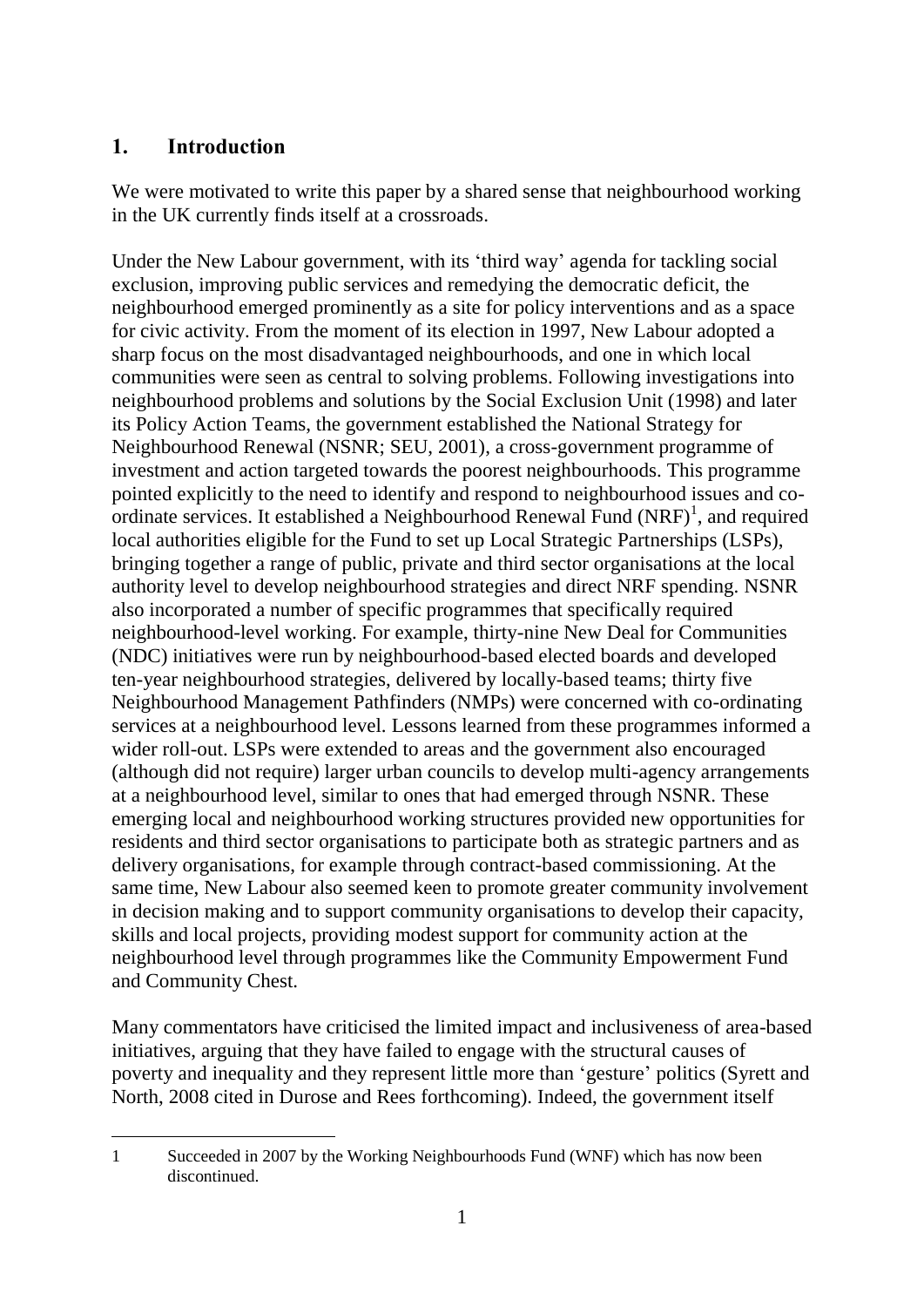## 1. Introduction

We were motivated to write this paper by a shared sense that neighbourhood working in the UK currently finds itself at a crossroads.

Under the New Labour government, with its 'third way' agenda for tackling social exclusion, improving public services and remedying the democratic deficit, the neighbourhood emerged prominently as a site for policy interventions and as a space for civic activity. From the moment of its election in 1997, New Labour adopted a sharp focus on the most disadvantaged neighbourhoods, and one in which local communities were seen as central to solving problems. Following investigations into neighbourhood problems and solutions by the Social Exclusion Unit (1998) and later its Policy Action Teams, the government established the National Strategy for Neighbourhood Renewal (NSNR; SEU, 2001), a cross-government programme of investment and action targeted towards the poorest neighbourhoods. This programme pointed explicitly to the need to identify and respond to neighbourhood issues and co-ordinate services. It established a Neighbourhood Renewal Fund (NRF)[1], and required local authorities eligible for the Fund to set up Local Strategic Partnerships (LSPs), bringing together a range of public, private and third sector organisations at the local authority level to develop neighbourhood strategies and direct NRF spending. NSNR also incorporated a number of specific programmes that specifically required neighbourhood-level working. For example, thirty-nine New Deal for Communities (NDC) initiatives were run by neighbourhood-based elected boards and developed ten-year neighbourhood strategies, delivered by locally-based teams; thirty five Neighbourhood Management Pathfinders (NMPs) were concerned with co-ordinating services at a neighbourhood level. Lessons learned from these programmes informed a wider roll-out. LSPs were extended to areas and the government also encouraged (although did not require) larger urban councils to develop multi-agency arrangements at a neighbourhood level, similar to ones that had emerged through NSNR. These emerging local and neighbourhood working structures provided new opportunities for residents and third sector organisations to participate both as strategic partners and as delivery organisations, for example through contract-based commissioning. At the same time, New Labour also seemed keen to promote greater community involvement in decision making and to support community organisations to develop their capacity, skills and local projects, providing modest support for community action at the neighbourhood level through programmes like the Community Empowerment Fund and Community Chest.

Many commentators have criticised the limited impact and inclusiveness of area-based initiatives, arguing that they have failed to engage with the structural causes of poverty and inequality and they represent little more than 'gesture' politics (Syrett and North, 2008 cited in Durose and Rees forthcoming). Indeed, the government itself

---

1 Succeeded in 2007 by the Working Neighbourhoods Fund (WNF) which has now been discontinued.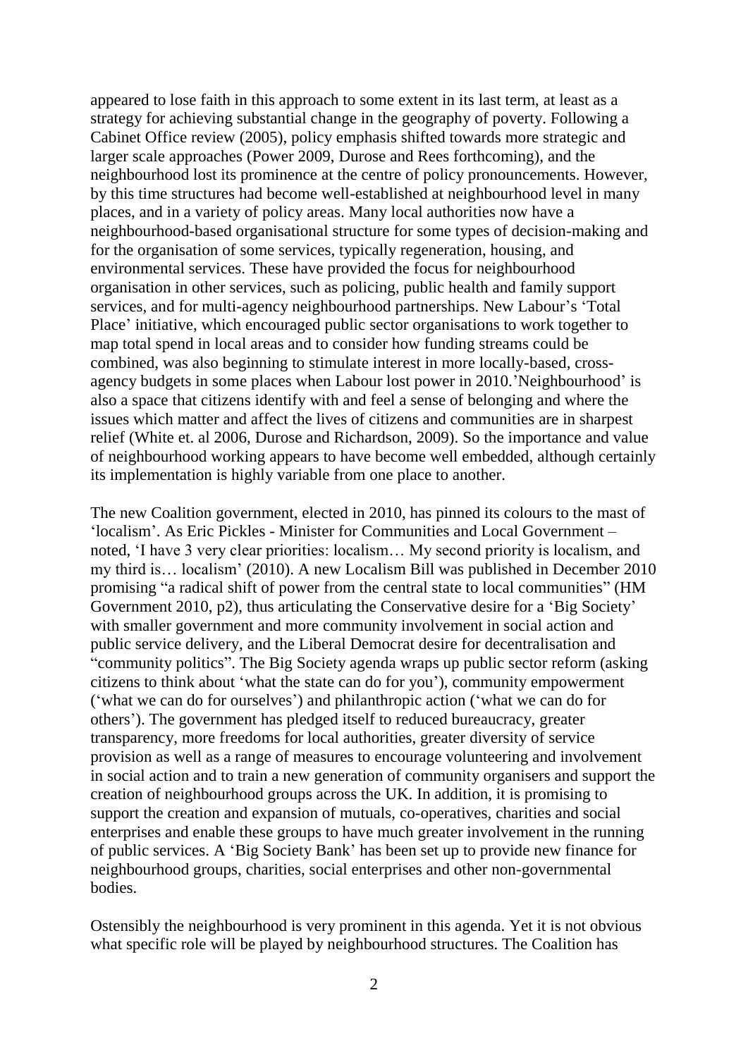appeared to lose faith in this approach to some extent in its last term, at least as a strategy for achieving substantial change in the geography of poverty. Following a Cabinet Office review (2005), policy emphasis shifted towards more strategic and larger scale approaches (Power 2009, Durose and Rees forthcoming), and the neighbourhood lost its prominence at the centre of policy pronouncements. However, by this time structures had become well-established at neighbourhood level in many places, and in a variety of policy areas. Many local authorities now have a neighbourhood-based organisational structure for some types of decision-making and for the organisation of some services, typically regeneration, housing, and environmental services. These have provided the focus for neighbourhood organisation in other services, such as policing, public health and family support services, and for multi-agency neighbourhood partnerships. New Labour's 'Total Place' initiative, which encouraged public sector organisations to work together to map total spend in local areas and to consider how funding streams could be combined, was also beginning to stimulate interest in more locally-based, cross-agency budgets in some places when Labour lost power in 2010.'Neighbourhood' is also a space that citizens identify with and feel a sense of belonging and where the issues which matter and affect the lives of citizens and communities are in sharpest relief (White et. al 2006, Durose and Richardson, 2009). So the importance and value of neighbourhood working appears to have become well embedded, although certainly its implementation is highly variable from one place to another.

The new Coalition government, elected in 2010, has pinned its colours to the mast of 'localism'. As Eric Pickles - Minister for Communities and Local Government – noted, 'I have 3 very clear priorities: localism… My second priority is localism, and my third is… localism' (2010). A new Localism Bill was published in December 2010 promising "a radical shift of power from the central state to local communities" (HM Government 2010, p2), thus articulating the Conservative desire for a 'Big Society' with smaller government and more community involvement in social action and public service delivery, and the Liberal Democrat desire for decentralisation and "community politics". The Big Society agenda wraps up public sector reform (asking citizens to think about 'what the state can do for you'), community empowerment ('what we can do for ourselves') and philanthropic action ('what we can do for others'). The government has pledged itself to reduced bureaucracy, greater transparency, more freedoms for local authorities, greater diversity of service provision as well as a range of measures to encourage volunteering and involvement in social action and to train a new generation of community organisers and support the creation of neighbourhood groups across the UK. In addition, it is promising to support the creation and expansion of mutuals, co-operatives, charities and social enterprises and enable these groups to have much greater involvement in the running of public services. A 'Big Society Bank' has been set up to provide new finance for neighbourhood groups, charities, social enterprises and other non-governmental bodies.

Ostensibly the neighbourhood is very prominent in this agenda. Yet it is not obvious what specific role will be played by neighbourhood structures. The Coalition has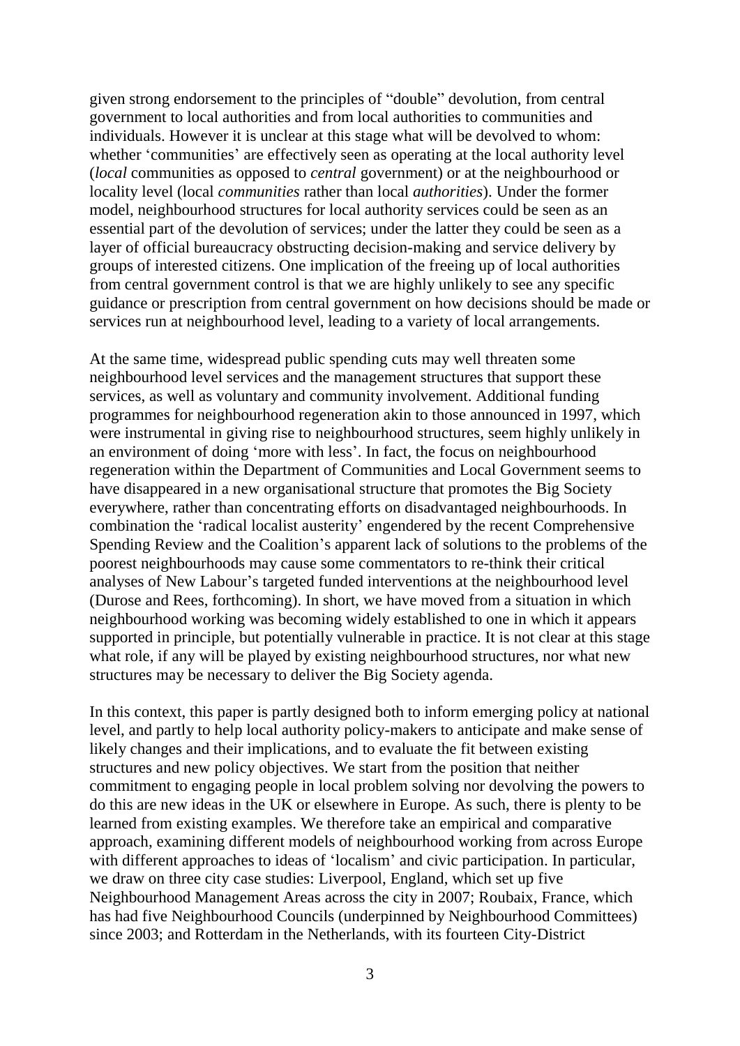given strong endorsement to the principles of "double" devolution, from central government to local authorities and from local authorities to communities and individuals. However it is unclear at this stage what will be devolved to whom: whether 'communities' are effectively seen as operating at the local authority level (*local* communities as opposed to *central* government) or at the neighbourhood or locality level (local *communities* rather than local *authorities*). Under the former model, neighbourhood structures for local authority services could be seen as an essential part of the devolution of services; under the latter they could be seen as a layer of official bureaucracy obstructing decision-making and service delivery by groups of interested citizens. One implication of the freeing up of local authorities from central government control is that we are highly unlikely to see any specific guidance or prescription from central government on how decisions should be made or services run at neighbourhood level, leading to a variety of local arrangements.

At the same time, widespread public spending cuts may well threaten some neighbourhood level services and the management structures that support these services, as well as voluntary and community involvement. Additional funding programmes for neighbourhood regeneration akin to those announced in 1997, which were instrumental in giving rise to neighbourhood structures, seem highly unlikely in an environment of doing 'more with less'. In fact, the focus on neighbourhood regeneration within the Department of Communities and Local Government seems to have disappeared in a new organisational structure that promotes the Big Society everywhere, rather than concentrating efforts on disadvantaged neighbourhoods. In combination the 'radical localist austerity' engendered by the recent Comprehensive Spending Review and the Coalition's apparent lack of solutions to the problems of the poorest neighbourhoods may cause some commentators to re-think their critical analyses of New Labour's targeted funded interventions at the neighbourhood level (Durose and Rees, forthcoming). In short, we have moved from a situation in which neighbourhood working was becoming widely established to one in which it appears supported in principle, but potentially vulnerable in practice. It is not clear at this stage what role, if any will be played by existing neighbourhood structures, nor what new structures may be necessary to deliver the Big Society agenda.

In this context, this paper is partly designed both to inform emerging policy at national level, and partly to help local authority policy-makers to anticipate and make sense of likely changes and their implications, and to evaluate the fit between existing structures and new policy objectives. We start from the position that neither commitment to engaging people in local problem solving nor devolving the powers to do this are new ideas in the UK or elsewhere in Europe. As such, there is plenty to be learned from existing examples. We therefore take an empirical and comparative approach, examining different models of neighbourhood working from across Europe with different approaches to ideas of 'localism' and civic participation. In particular, we draw on three city case studies: Liverpool, England, which set up five Neighbourhood Management Areas across the city in 2007; Roubaix, France, which has had five Neighbourhood Councils (underpinned by Neighbourhood Committees) since 2003; and Rotterdam in the Netherlands, with its fourteen City-District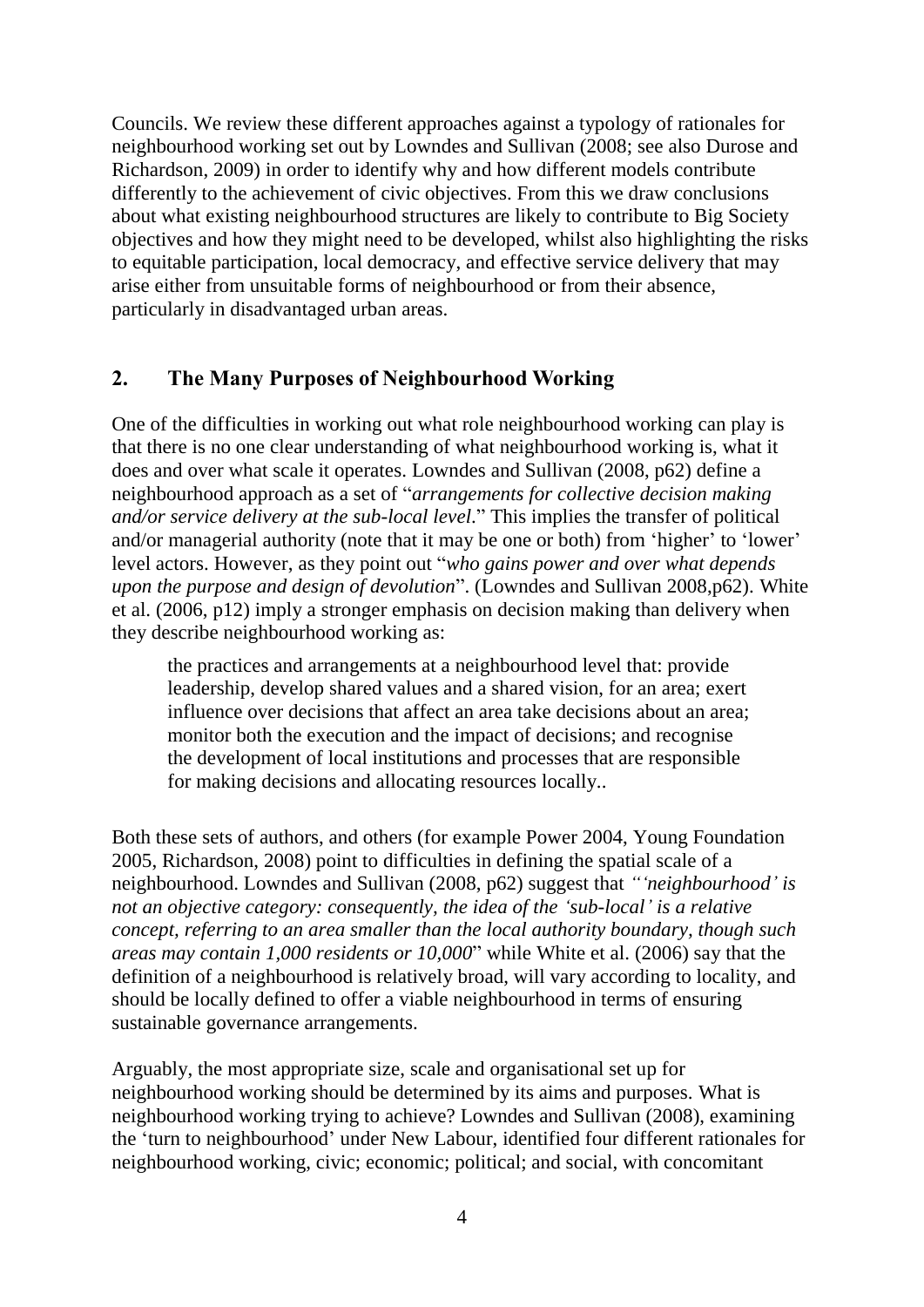Councils. We review these different approaches against a typology of rationales for neighbourhood working set out by Lowndes and Sullivan (2008; see also Durose and Richardson, 2009) in order to identify why and how different models contribute differently to the achievement of civic objectives. From this we draw conclusions about what existing neighbourhood structures are likely to contribute to Big Society objectives and how they might need to be developed, whilst also highlighting the risks to equitable participation, local democracy, and effective service delivery that may arise either from unsuitable forms of neighbourhood or from their absence, particularly in disadvantaged urban areas.

## 2. The Many Purposes of Neighbourhood Working

One of the difficulties in working out what role neighbourhood working can play is that there is no one clear understanding of what neighbourhood working is, what it does and over what scale it operates. Lowndes and Sullivan (2008, p62) define a neighbourhood approach as a set of "*arrangements for collective decision making and/or service delivery at the sub-local level*." This implies the transfer of political and/or managerial authority (note that it may be one or both) from 'higher' to 'lower' level actors. However, as they point out "*who gains power and over what depends upon the purpose and design of devolution*". (Lowndes and Sullivan 2008,p62). White et al. (2006, p12) imply a stronger emphasis on decision making than delivery when they describe neighbourhood working as:

> the practices and arrangements at a neighbourhood level that: provide leadership, develop shared values and a shared vision, for an area; exert influence over decisions that affect an area take decisions about an area; monitor both the execution and the impact of decisions; and recognise the development of local institutions and processes that are responsible for making decisions and allocating resources locally..

Both these sets of authors, and others (for example Power 2004, Young Foundation 2005, Richardson, 2008) point to difficulties in defining the spatial scale of a neighbourhood. Lowndes and Sullivan (2008, p62) suggest that *"'neighbourhood' is not an objective category: consequently, the idea of the 'sub-local' is a relative concept, referring to an area smaller than the local authority boundary, though such areas may contain 1,000 residents or 10,000*" while White et al. (2006) say that the definition of a neighbourhood is relatively broad, will vary according to locality, and should be locally defined to offer a viable neighbourhood in terms of ensuring sustainable governance arrangements.

Arguably, the most appropriate size, scale and organisational set up for neighbourhood working should be determined by its aims and purposes. What is neighbourhood working trying to achieve? Lowndes and Sullivan (2008), examining the 'turn to neighbourhood' under New Labour, identified four different rationales for neighbourhood working, civic; economic; political; and social, with concomitant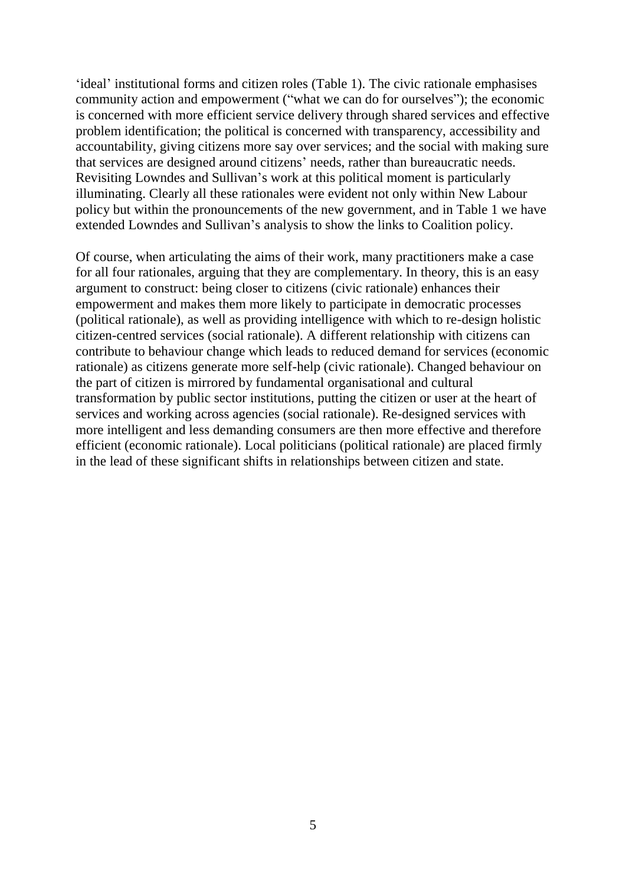'ideal' institutional forms and citizen roles (Table 1). The civic rationale emphasises community action and empowerment ("what we can do for ourselves"); the economic is concerned with more efficient service delivery through shared services and effective problem identification; the political is concerned with transparency, accessibility and accountability, giving citizens more say over services; and the social with making sure that services are designed around citizens' needs, rather than bureaucratic needs. Revisiting Lowndes and Sullivan's work at this political moment is particularly illuminating. Clearly all these rationales were evident not only within New Labour policy but within the pronouncements of the new government, and in Table 1 we have extended Lowndes and Sullivan's analysis to show the links to Coalition policy.

Of course, when articulating the aims of their work, many practitioners make a case for all four rationales, arguing that they are complementary. In theory, this is an easy argument to construct: being closer to citizens (civic rationale) enhances their empowerment and makes them more likely to participate in democratic processes (political rationale), as well as providing intelligence with which to re-design holistic citizen-centred services (social rationale). A different relationship with citizens can contribute to behaviour change which leads to reduced demand for services (economic rationale) as citizens generate more self-help (civic rationale). Changed behaviour on the part of citizen is mirrored by fundamental organisational and cultural transformation by public sector institutions, putting the citizen or user at the heart of services and working across agencies (social rationale). Re-designed services with more intelligent and less demanding consumers are then more effective and therefore efficient (economic rationale). Local politicians (political rationale) are placed firmly in the lead of these significant shifts in relationships between citizen and state.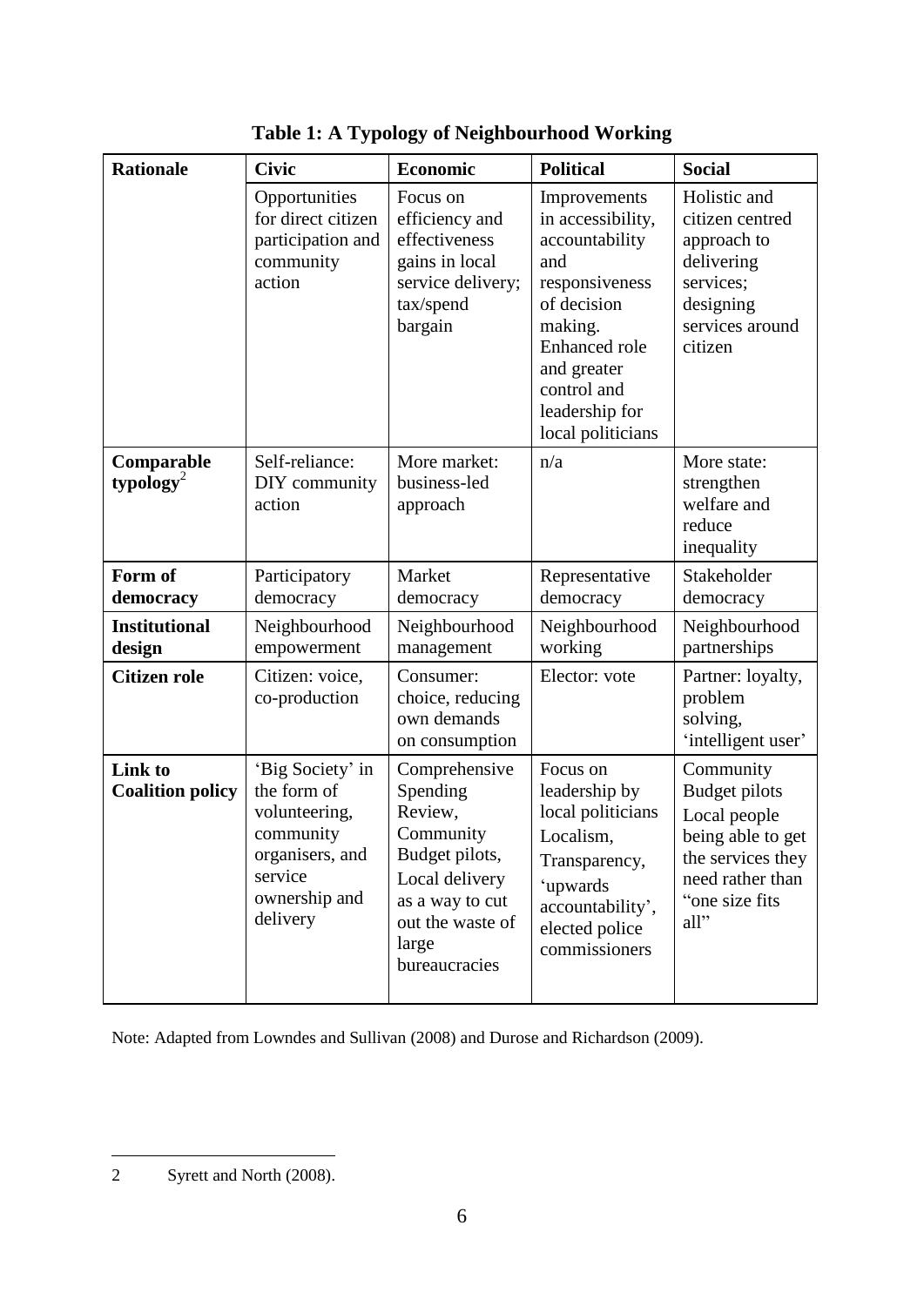**Table 1: A Typology of Neighbourhood Working**

| **Rationale** | **Civic** | **Economic** | **Political** | **Social** |
|---|---|---|---|---|
| | Opportunities for direct citizen participation and community action | Focus on efficiency and effectiveness gains in local service delivery; tax/spend bargain | Improvements in accessibility, accountability and responsiveness of decision making. Enhanced role and greater control and leadership for local politicians | Holistic and citizen centred approach to delivering services; designing services around citizen |
| **Comparable typology**[2] | Self-reliance: DIY community action | More market: business-led approach | n/a | More state: strengthen welfare and reduce inequality |
| **Form of democracy** | Participatory democracy | Market democracy | Representative democracy | Stakeholder democracy |
| **Institutional design** | Neighbourhood empowerment | Neighbourhood management | Neighbourhood working | Neighbourhood partnerships |
| **Citizen role** | Citizen: voice, co-production | Consumer: choice, reducing own demands on consumption | Elector: vote | Partner: loyalty, problem solving, 'intelligent user' |
| **Link to Coalition policy** | 'Big Society' in the form of volunteering, community organisers, and service ownership and delivery | Comprehensive Spending Review, Community Budget pilots, Local delivery as a way to cut out the waste of large bureaucracies | Focus on leadership by local politicians Localism, Transparency, 'upwards accountability', elected police commissioners | Community Budget pilots Local people being able to get the services they need rather than "one size fits all" |

Note: Adapted from Lowndes and Sullivan (2008) and Durose and Richardson (2009).

---

2 Syrett and North (2008).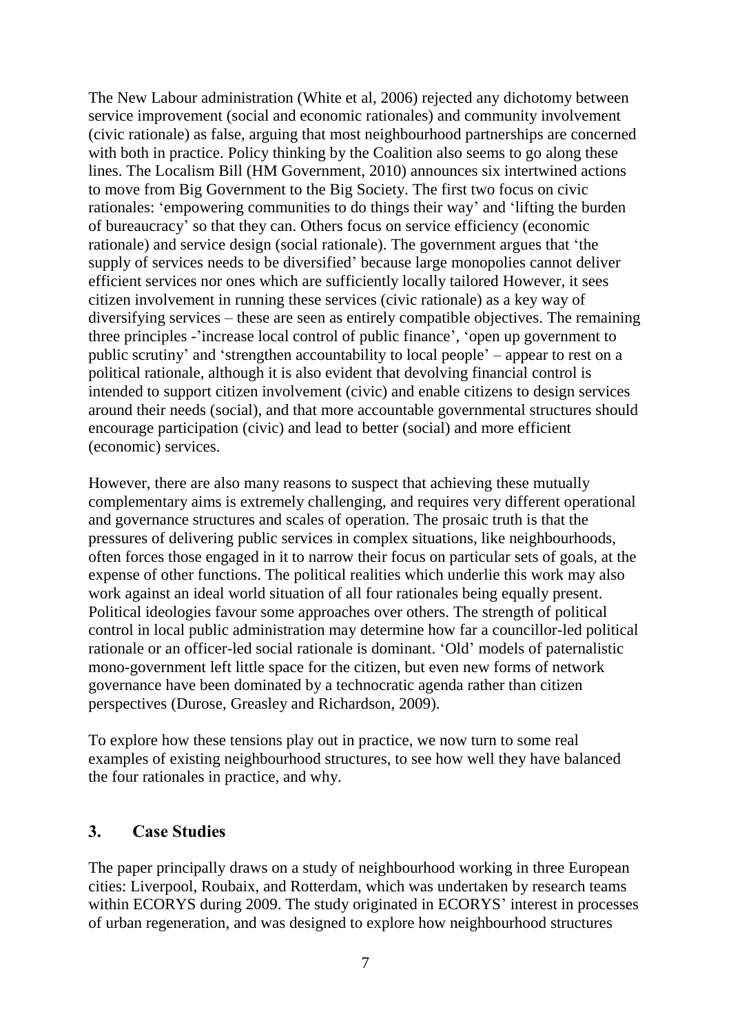The New Labour administration (White et al, 2006) rejected any dichotomy between service improvement (social and economic rationales) and community involvement (civic rationale) as false, arguing that most neighbourhood partnerships are concerned with both in practice. Policy thinking by the Coalition also seems to go along these lines. The Localism Bill (HM Government, 2010) announces six intertwined actions to move from Big Government to the Big Society. The first two focus on civic rationales: 'empowering communities to do things their way' and 'lifting the burden of bureaucracy' so that they can. Others focus on service efficiency (economic rationale) and service design (social rationale). The government argues that 'the supply of services needs to be diversified' because large monopolies cannot deliver efficient services nor ones which are sufficiently locally tailored However, it sees citizen involvement in running these services (civic rationale) as a key way of diversifying services – these are seen as entirely compatible objectives. The remaining three principles -'increase local control of public finance', 'open up government to public scrutiny' and 'strengthen accountability to local people' – appear to rest on a political rationale, although it is also evident that devolving financial control is intended to support citizen involvement (civic) and enable citizens to design services around their needs (social), and that more accountable governmental structures should encourage participation (civic) and lead to better (social) and more efficient (economic) services.

However, there are also many reasons to suspect that achieving these mutually complementary aims is extremely challenging, and requires very different operational and governance structures and scales of operation. The prosaic truth is that the pressures of delivering public services in complex situations, like neighbourhoods, often forces those engaged in it to narrow their focus on particular sets of goals, at the expense of other functions. The political realities which underlie this work may also work against an ideal world situation of all four rationales being equally present. Political ideologies favour some approaches over others. The strength of political control in local public administration may determine how far a councillor-led political rationale or an officer-led social rationale is dominant. 'Old' models of paternalistic mono-government left little space for the citizen, but even new forms of network governance have been dominated by a technocratic agenda rather than citizen perspectives (Durose, Greasley and Richardson, 2009).

To explore how these tensions play out in practice, we now turn to some real examples of existing neighbourhood structures, to see how well they have balanced the four rationales in practice, and why.

## 3. Case Studies

The paper principally draws on a study of neighbourhood working in three European cities: Liverpool, Roubaix, and Rotterdam, which was undertaken by research teams within ECORYS during 2009. The study originated in ECORYS' interest in processes of urban regeneration, and was designed to explore how neighbourhood structures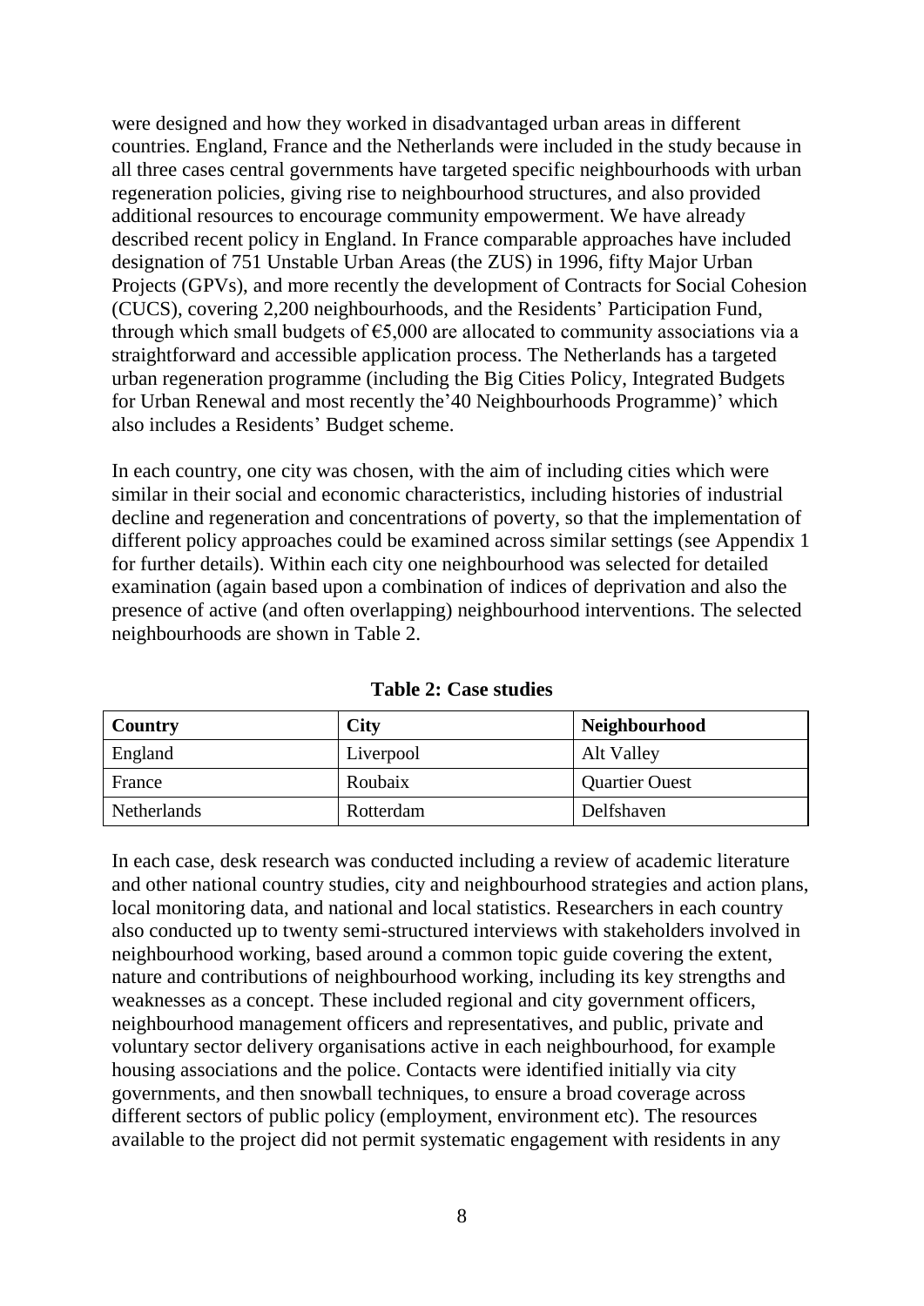were designed and how they worked in disadvantaged urban areas in different countries. England, France and the Netherlands were included in the study because in all three cases central governments have targeted specific neighbourhoods with urban regeneration policies, giving rise to neighbourhood structures, and also provided additional resources to encourage community empowerment. We have already described recent policy in England. In France comparable approaches have included designation of 751 Unstable Urban Areas (the ZUS) in 1996, fifty Major Urban Projects (GPVs), and more recently the development of Contracts for Social Cohesion (CUCS), covering 2,200 neighbourhoods, and the Residents' Participation Fund, through which small budgets of €5,000 are allocated to community associations via a straightforward and accessible application process. The Netherlands has a targeted urban regeneration programme (including the Big Cities Policy, Integrated Budgets for Urban Renewal and most recently the'40 Neighbourhoods Programme)' which also includes a Residents' Budget scheme.

In each country, one city was chosen, with the aim of including cities which were similar in their social and economic characteristics, including histories of industrial decline and regeneration and concentrations of poverty, so that the implementation of different policy approaches could be examined across similar settings (see Appendix 1 for further details). Within each city one neighbourhood was selected for detailed examination (again based upon a combination of indices of deprivation and also the presence of active (and often overlapping) neighbourhood interventions. The selected neighbourhoods are shown in Table 2.

**Table 2: Case studies**

| Country | City | Neighbourhood |
| --- | --- | --- |
| England | Liverpool | Alt Valley |
| France | Roubaix | Quartier Ouest |
| Netherlands | Rotterdam | Delfshaven |

In each case, desk research was conducted including a review of academic literature and other national country studies, city and neighbourhood strategies and action plans, local monitoring data, and national and local statistics. Researchers in each country also conducted up to twenty semi-structured interviews with stakeholders involved in neighbourhood working, based around a common topic guide covering the extent, nature and contributions of neighbourhood working, including its key strengths and weaknesses as a concept. These included regional and city government officers, neighbourhood management officers and representatives, and public, private and voluntary sector delivery organisations active in each neighbourhood, for example housing associations and the police. Contacts were identified initially via city governments, and then snowball techniques, to ensure a broad coverage across different sectors of public policy (employment, environment etc). The resources available to the project did not permit systematic engagement with residents in any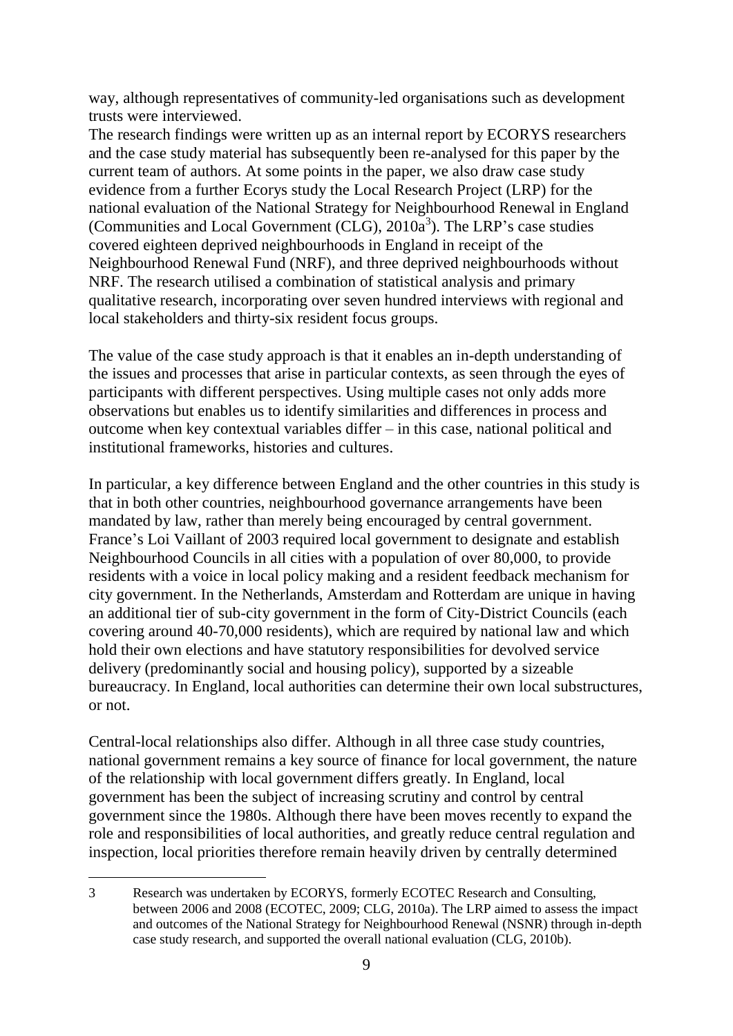way, although representatives of community-led organisations such as development trusts were interviewed.

The research findings were written up as an internal report by ECORYS researchers and the case study material has subsequently been re-analysed for this paper by the current team of authors. At some points in the paper, we also draw case study evidence from a further Ecorys study the Local Research Project (LRP) for the national evaluation of the National Strategy for Neighbourhood Renewal in England (Communities and Local Government (CLG), 2010a[3]). The LRP's case studies covered eighteen deprived neighbourhoods in England in receipt of the Neighbourhood Renewal Fund (NRF), and three deprived neighbourhoods without NRF. The research utilised a combination of statistical analysis and primary qualitative research, incorporating over seven hundred interviews with regional and local stakeholders and thirty-six resident focus groups.

The value of the case study approach is that it enables an in-depth understanding of the issues and processes that arise in particular contexts, as seen through the eyes of participants with different perspectives. Using multiple cases not only adds more observations but enables us to identify similarities and differences in process and outcome when key contextual variables differ – in this case, national political and institutional frameworks, histories and cultures.

In particular, a key difference between England and the other countries in this study is that in both other countries, neighbourhood governance arrangements have been mandated by law, rather than merely being encouraged by central government. France's Loi Vaillant of 2003 required local government to designate and establish Neighbourhood Councils in all cities with a population of over 80,000, to provide residents with a voice in local policy making and a resident feedback mechanism for city government. In the Netherlands, Amsterdam and Rotterdam are unique in having an additional tier of sub-city government in the form of City-District Councils (each covering around 40-70,000 residents), which are required by national law and which hold their own elections and have statutory responsibilities for devolved service delivery (predominantly social and housing policy), supported by a sizeable bureaucracy. In England, local authorities can determine their own local substructures, or not.

Central-local relationships also differ. Although in all three case study countries, national government remains a key source of finance for local government, the nature of the relationship with local government differs greatly. In England, local government has been the subject of increasing scrutiny and control by central government since the 1980s. Although there have been moves recently to expand the role and responsibilities of local authorities, and greatly reduce central regulation and inspection, local priorities therefore remain heavily driven by centrally determined

---

3 Research was undertaken by ECORYS, formerly ECOTEC Research and Consulting, between 2006 and 2008 (ECOTEC, 2009; CLG, 2010a). The LRP aimed to assess the impact and outcomes of the National Strategy for Neighbourhood Renewal (NSNR) through in-depth case study research, and supported the overall national evaluation (CLG, 2010b).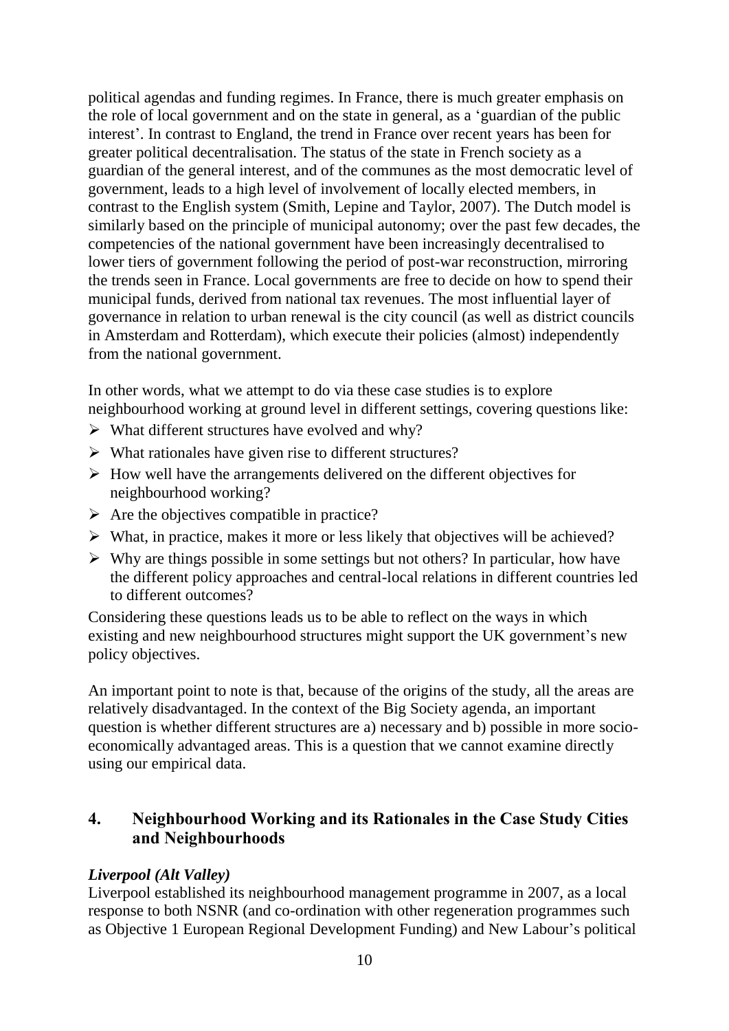political agendas and funding regimes. In France, there is much greater emphasis on the role of local government and on the state in general, as a 'guardian of the public interest'. In contrast to England, the trend in France over recent years has been for greater political decentralisation. The status of the state in French society as a guardian of the general interest, and of the communes as the most democratic level of government, leads to a high level of involvement of locally elected members, in contrast to the English system (Smith, Lepine and Taylor, 2007). The Dutch model is similarly based on the principle of municipal autonomy; over the past few decades, the competencies of the national government have been increasingly decentralised to lower tiers of government following the period of post-war reconstruction, mirroring the trends seen in France. Local governments are free to decide on how to spend their municipal funds, derived from national tax revenues. The most influential layer of governance in relation to urban renewal is the city council (as well as district councils in Amsterdam and Rotterdam), which execute their policies (almost) independently from the national government.

In other words, what we attempt to do via these case studies is to explore neighbourhood working at ground level in different settings, covering questions like:

- What different structures have evolved and why?
- What rationales have given rise to different structures?
- How well have the arrangements delivered on the different objectives for neighbourhood working?
- Are the objectives compatible in practice?
- What, in practice, makes it more or less likely that objectives will be achieved?
- Why are things possible in some settings but not others? In particular, how have the different policy approaches and central-local relations in different countries led to different outcomes?

Considering these questions leads us to be able to reflect on the ways in which existing and new neighbourhood structures might support the UK government's new policy objectives.

An important point to note is that, because of the origins of the study, all the areas are relatively disadvantaged. In the context of the Big Society agenda, an important question is whether different structures are a) necessary and b) possible in more socio-economically advantaged areas. This is a question that we cannot examine directly using our empirical data.

## 4. Neighbourhood Working and its Rationales in the Case Study Cities and Neighbourhoods

***Liverpool (Alt Valley)***

Liverpool established its neighbourhood management programme in 2007, as a local response to both NSNR (and co-ordination with other regeneration programmes such as Objective 1 European Regional Development Funding) and New Labour's political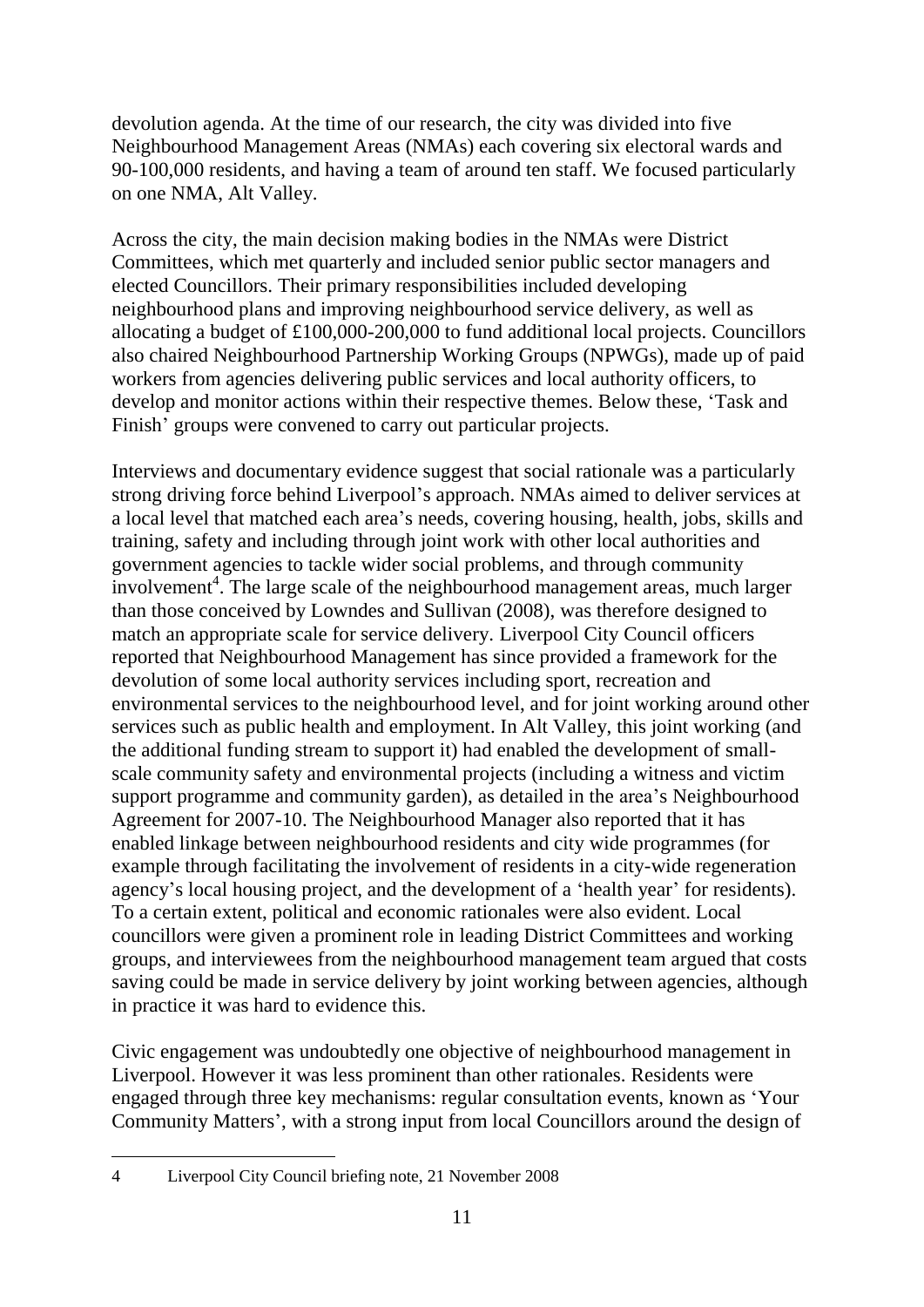devolution agenda. At the time of our research, the city was divided into five Neighbourhood Management Areas (NMAs) each covering six electoral wards and 90-100,000 residents, and having a team of around ten staff. We focused particularly on one NMA, Alt Valley.

Across the city, the main decision making bodies in the NMAs were District Committees, which met quarterly and included senior public sector managers and elected Councillors. Their primary responsibilities included developing neighbourhood plans and improving neighbourhood service delivery, as well as allocating a budget of £100,000-200,000 to fund additional local projects. Councillors also chaired Neighbourhood Partnership Working Groups (NPWGs), made up of paid workers from agencies delivering public services and local authority officers, to develop and monitor actions within their respective themes. Below these, 'Task and Finish' groups were convened to carry out particular projects.

Interviews and documentary evidence suggest that social rationale was a particularly strong driving force behind Liverpool's approach. NMAs aimed to deliver services at a local level that matched each area's needs, covering housing, health, jobs, skills and training, safety and including through joint work with other local authorities and government agencies to tackle wider social problems, and through community involvement[4]. The large scale of the neighbourhood management areas, much larger than those conceived by Lowndes and Sullivan (2008), was therefore designed to match an appropriate scale for service delivery. Liverpool City Council officers reported that Neighbourhood Management has since provided a framework for the devolution of some local authority services including sport, recreation and environmental services to the neighbourhood level, and for joint working around other services such as public health and employment. In Alt Valley, this joint working (and the additional funding stream to support it) had enabled the development of small-scale community safety and environmental projects (including a witness and victim support programme and community garden), as detailed in the area's Neighbourhood Agreement for 2007-10. The Neighbourhood Manager also reported that it has enabled linkage between neighbourhood residents and city wide programmes (for example through facilitating the involvement of residents in a city-wide regeneration agency's local housing project, and the development of a 'health year' for residents). To a certain extent, political and economic rationales were also evident. Local councillors were given a prominent role in leading District Committees and working groups, and interviewees from the neighbourhood management team argued that costs saving could be made in service delivery by joint working between agencies, although in practice it was hard to evidence this.

Civic engagement was undoubtedly one objective of neighbourhood management in Liverpool. However it was less prominent than other rationales. Residents were engaged through three key mechanisms: regular consultation events, known as 'Your Community Matters', with a strong input from local Councillors around the design of

---

4 Liverpool City Council briefing note, 21 November 2008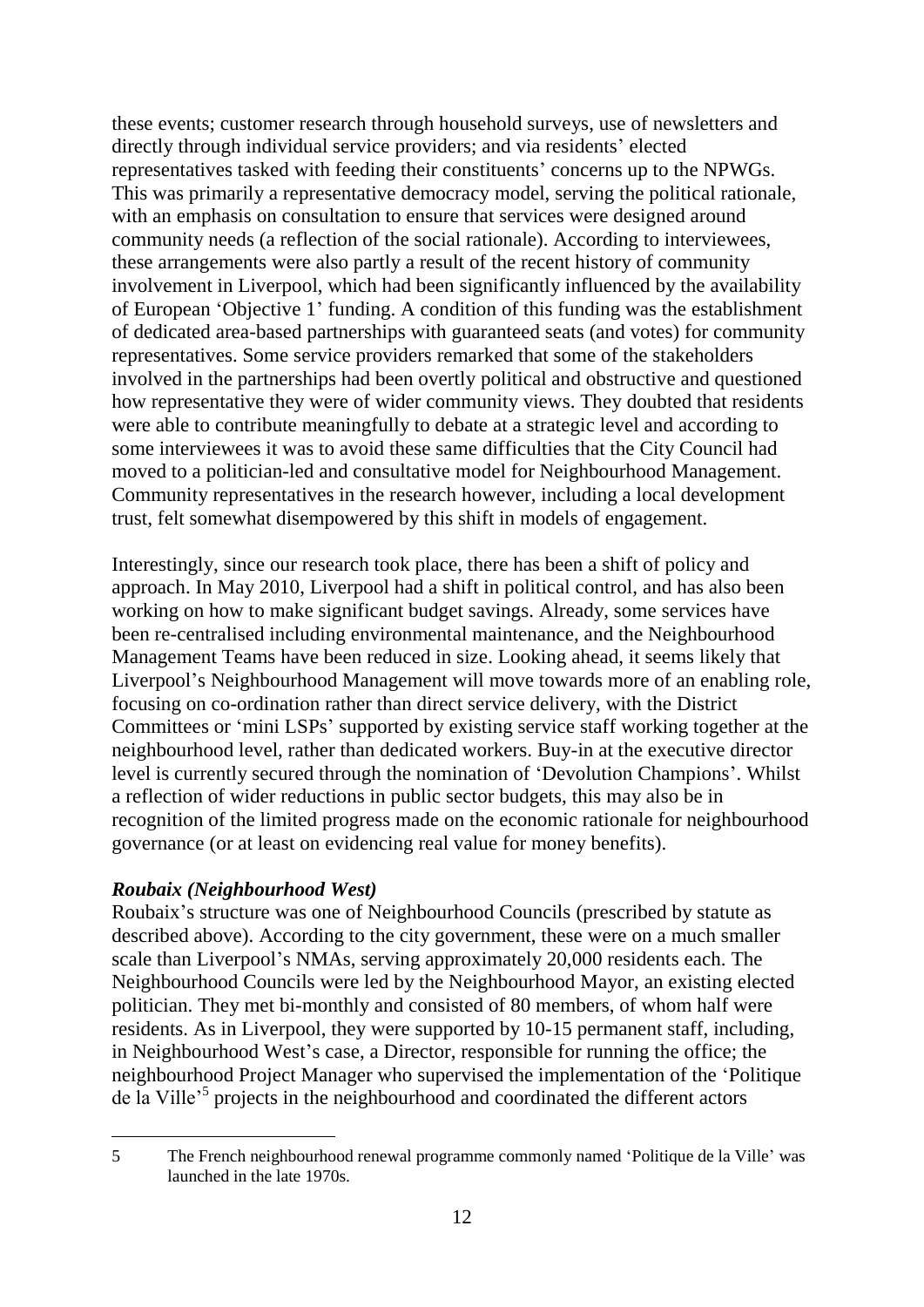these events; customer research through household surveys, use of newsletters and directly through individual service providers; and via residents' elected representatives tasked with feeding their constituents' concerns up to the NPWGs. This was primarily a representative democracy model, serving the political rationale, with an emphasis on consultation to ensure that services were designed around community needs (a reflection of the social rationale). According to interviewees, these arrangements were also partly a result of the recent history of community involvement in Liverpool, which had been significantly influenced by the availability of European 'Objective 1' funding. A condition of this funding was the establishment of dedicated area-based partnerships with guaranteed seats (and votes) for community representatives. Some service providers remarked that some of the stakeholders involved in the partnerships had been overtly political and obstructive and questioned how representative they were of wider community views. They doubted that residents were able to contribute meaningfully to debate at a strategic level and according to some interviewees it was to avoid these same difficulties that the City Council had moved to a politician-led and consultative model for Neighbourhood Management. Community representatives in the research however, including a local development trust, felt somewhat disempowered by this shift in models of engagement.

Interestingly, since our research took place, there has been a shift of policy and approach. In May 2010, Liverpool had a shift in political control, and has also been working on how to make significant budget savings. Already, some services have been re-centralised including environmental maintenance, and the Neighbourhood Management Teams have been reduced in size. Looking ahead, it seems likely that Liverpool's Neighbourhood Management will move towards more of an enabling role, focusing on co-ordination rather than direct service delivery, with the District Committees or 'mini LSPs' supported by existing service staff working together at the neighbourhood level, rather than dedicated workers. Buy-in at the executive director level is currently secured through the nomination of 'Devolution Champions'. Whilst a reflection of wider reductions in public sector budgets, this may also be in recognition of the limited progress made on the economic rationale for neighbourhood governance (or at least on evidencing real value for money benefits).

***Roubaix (Neighbourhood West)***

Roubaix's structure was one of Neighbourhood Councils (prescribed by statute as described above). According to the city government, these were on a much smaller scale than Liverpool's NMAs, serving approximately 20,000 residents each. The Neighbourhood Councils were led by the Neighbourhood Mayor, an existing elected politician. They met bi-monthly and consisted of 80 members, of whom half were residents. As in Liverpool, they were supported by 10-15 permanent staff, including, in Neighbourhood West's case, a Director, responsible for running the office; the neighbourhood Project Manager who supervised the implementation of the 'Politique de la Ville'[5] projects in the neighbourhood and coordinated the different actors

5 The French neighbourhood renewal programme commonly named 'Politique de la Ville' was launched in the late 1970s.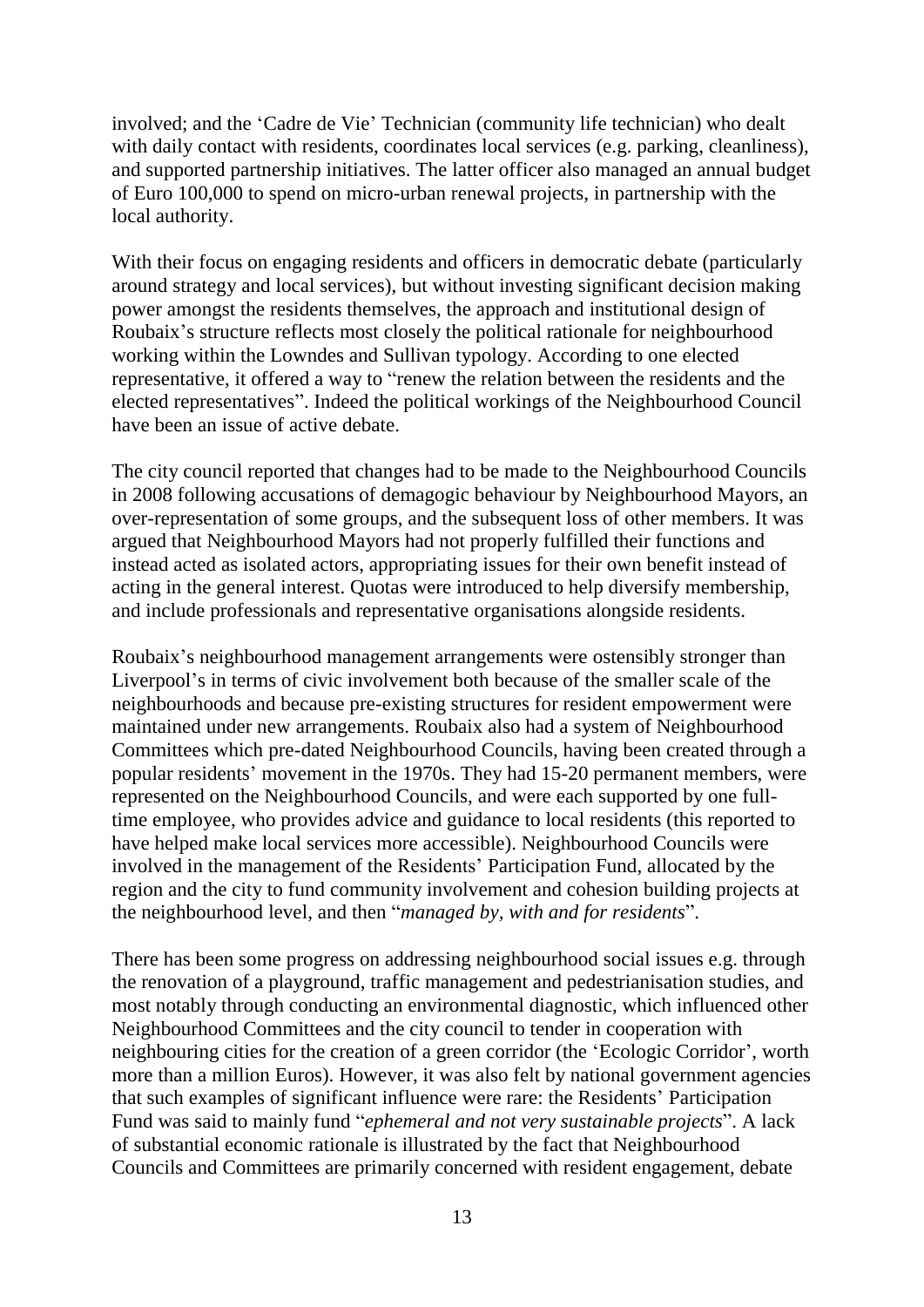involved; and the 'Cadre de Vie' Technician (community life technician) who dealt with daily contact with residents, coordinates local services (e.g. parking, cleanliness), and supported partnership initiatives. The latter officer also managed an annual budget of Euro 100,000 to spend on micro-urban renewal projects, in partnership with the local authority.

With their focus on engaging residents and officers in democratic debate (particularly around strategy and local services), but without investing significant decision making power amongst the residents themselves, the approach and institutional design of Roubaix's structure reflects most closely the political rationale for neighbourhood working within the Lowndes and Sullivan typology. According to one elected representative, it offered a way to "renew the relation between the residents and the elected representatives". Indeed the political workings of the Neighbourhood Council have been an issue of active debate.

The city council reported that changes had to be made to the Neighbourhood Councils in 2008 following accusations of demagogic behaviour by Neighbourhood Mayors, an over-representation of some groups, and the subsequent loss of other members. It was argued that Neighbourhood Mayors had not properly fulfilled their functions and instead acted as isolated actors, appropriating issues for their own benefit instead of acting in the general interest. Quotas were introduced to help diversify membership, and include professionals and representative organisations alongside residents.

Roubaix's neighbourhood management arrangements were ostensibly stronger than Liverpool's in terms of civic involvement both because of the smaller scale of the neighbourhoods and because pre-existing structures for resident empowerment were maintained under new arrangements. Roubaix also had a system of Neighbourhood Committees which pre-dated Neighbourhood Councils, having been created through a popular residents' movement in the 1970s. They had 15-20 permanent members, were represented on the Neighbourhood Councils, and were each supported by one full-time employee, who provides advice and guidance to local residents (this reported to have helped make local services more accessible). Neighbourhood Councils were involved in the management of the Residents' Participation Fund, allocated by the region and the city to fund community involvement and cohesion building projects at the neighbourhood level, and then "*managed by, with and for residents*".

There has been some progress on addressing neighbourhood social issues e.g. through the renovation of a playground, traffic management and pedestrianisation studies, and most notably through conducting an environmental diagnostic, which influenced other Neighbourhood Committees and the city council to tender in cooperation with neighbouring cities for the creation of a green corridor (the 'Ecologic Corridor', worth more than a million Euros). However, it was also felt by national government agencies that such examples of significant influence were rare: the Residents' Participation Fund was said to mainly fund "*ephemeral and not very sustainable projects*". A lack of substantial economic rationale is illustrated by the fact that Neighbourhood Councils and Committees are primarily concerned with resident engagement, debate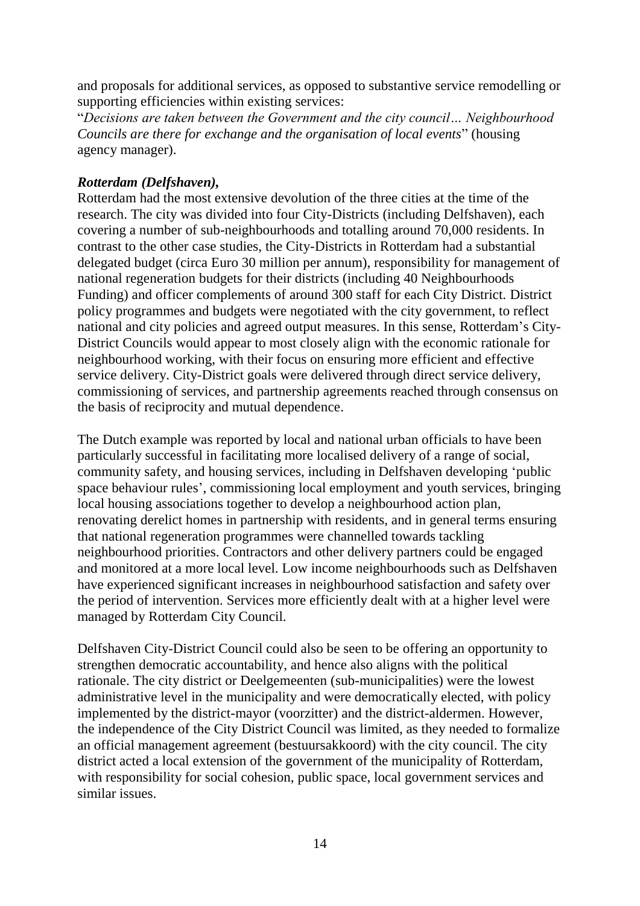and proposals for additional services, as opposed to substantive service remodelling or supporting efficiencies within existing services:

"*Decisions are taken between the Government and the city council… Neighbourhood Councils are there for exchange and the organisation of local events*" (housing agency manager).

***Rotterdam (Delfshaven),***

Rotterdam had the most extensive devolution of the three cities at the time of the research. The city was divided into four City-Districts (including Delfshaven), each covering a number of sub-neighbourhoods and totalling around 70,000 residents. In contrast to the other case studies, the City-Districts in Rotterdam had a substantial delegated budget (circa Euro 30 million per annum), responsibility for management of national regeneration budgets for their districts (including 40 Neighbourhoods Funding) and officer complements of around 300 staff for each City District. District policy programmes and budgets were negotiated with the city government, to reflect national and city policies and agreed output measures. In this sense, Rotterdam's City-District Councils would appear to most closely align with the economic rationale for neighbourhood working, with their focus on ensuring more efficient and effective service delivery. City-District goals were delivered through direct service delivery, commissioning of services, and partnership agreements reached through consensus on the basis of reciprocity and mutual dependence.

The Dutch example was reported by local and national urban officials to have been particularly successful in facilitating more localised delivery of a range of social, community safety, and housing services, including in Delfshaven developing 'public space behaviour rules', commissioning local employment and youth services, bringing local housing associations together to develop a neighbourhood action plan, renovating derelict homes in partnership with residents, and in general terms ensuring that national regeneration programmes were channelled towards tackling neighbourhood priorities. Contractors and other delivery partners could be engaged and monitored at a more local level. Low income neighbourhoods such as Delfshaven have experienced significant increases in neighbourhood satisfaction and safety over the period of intervention. Services more efficiently dealt with at a higher level were managed by Rotterdam City Council.

Delfshaven City-District Council could also be seen to be offering an opportunity to strengthen democratic accountability, and hence also aligns with the political rationale. The city district or Deelgemeenten (sub-municipalities) were the lowest administrative level in the municipality and were democratically elected, with policy implemented by the district-mayor (voorzitter) and the district-aldermen. However, the independence of the City District Council was limited, as they needed to formalize an official management agreement (bestuursakkoord) with the city council. The city district acted a local extension of the government of the municipality of Rotterdam, with responsibility for social cohesion, public space, local government services and similar issues.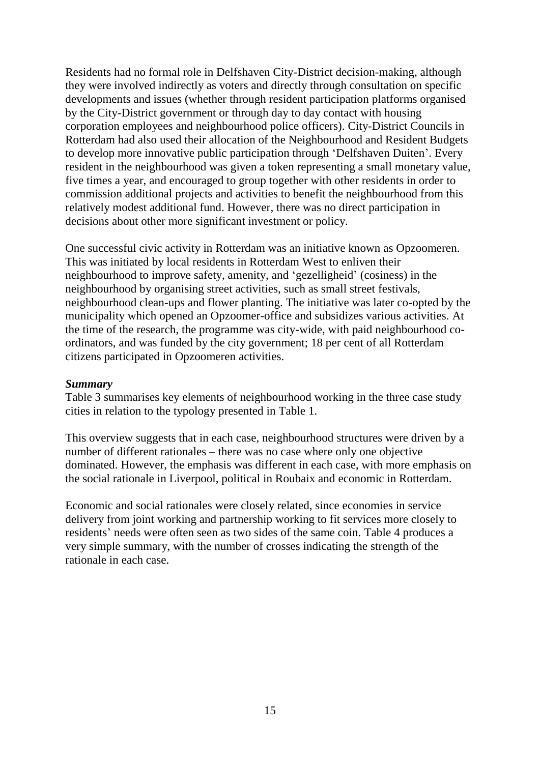Residents had no formal role in Delfshaven City-District decision-making, although they were involved indirectly as voters and directly through consultation on specific developments and issues (whether through resident participation platforms organised by the City-District government or through day to day contact with housing corporation employees and neighbourhood police officers). City-District Councils in Rotterdam had also used their allocation of the Neighbourhood and Resident Budgets to develop more innovative public participation through 'Delfshaven Duiten'. Every resident in the neighbourhood was given a token representing a small monetary value, five times a year, and encouraged to group together with other residents in order to commission additional projects and activities to benefit the neighbourhood from this relatively modest additional fund. However, there was no direct participation in decisions about other more significant investment or policy.

One successful civic activity in Rotterdam was an initiative known as Opzoomeren. This was initiated by local residents in Rotterdam West to enliven their neighbourhood to improve safety, amenity, and 'gezelligheid' (cosiness) in the neighbourhood by organising street activities, such as small street festivals, neighbourhood clean-ups and flower planting. The initiative was later co-opted by the municipality which opened an Opzoomer-office and subsidizes various activities. At the time of the research, the programme was city-wide, with paid neighbourhood co-ordinators, and was funded by the city government; 18 per cent of all Rotterdam citizens participated in Opzoomeren activities.

***Summary***

Table 3 summarises key elements of neighbourhood working in the three case study cities in relation to the typology presented in Table 1.

This overview suggests that in each case, neighbourhood structures were driven by a number of different rationales – there was no case where only one objective dominated. However, the emphasis was different in each case, with more emphasis on the social rationale in Liverpool, political in Roubaix and economic in Rotterdam.

Economic and social rationales were closely related, since economies in service delivery from joint working and partnership working to fit services more closely to residents' needs were often seen as two sides of the same coin. Table 4 produces a very simple summary, with the number of crosses indicating the strength of the rationale in each case.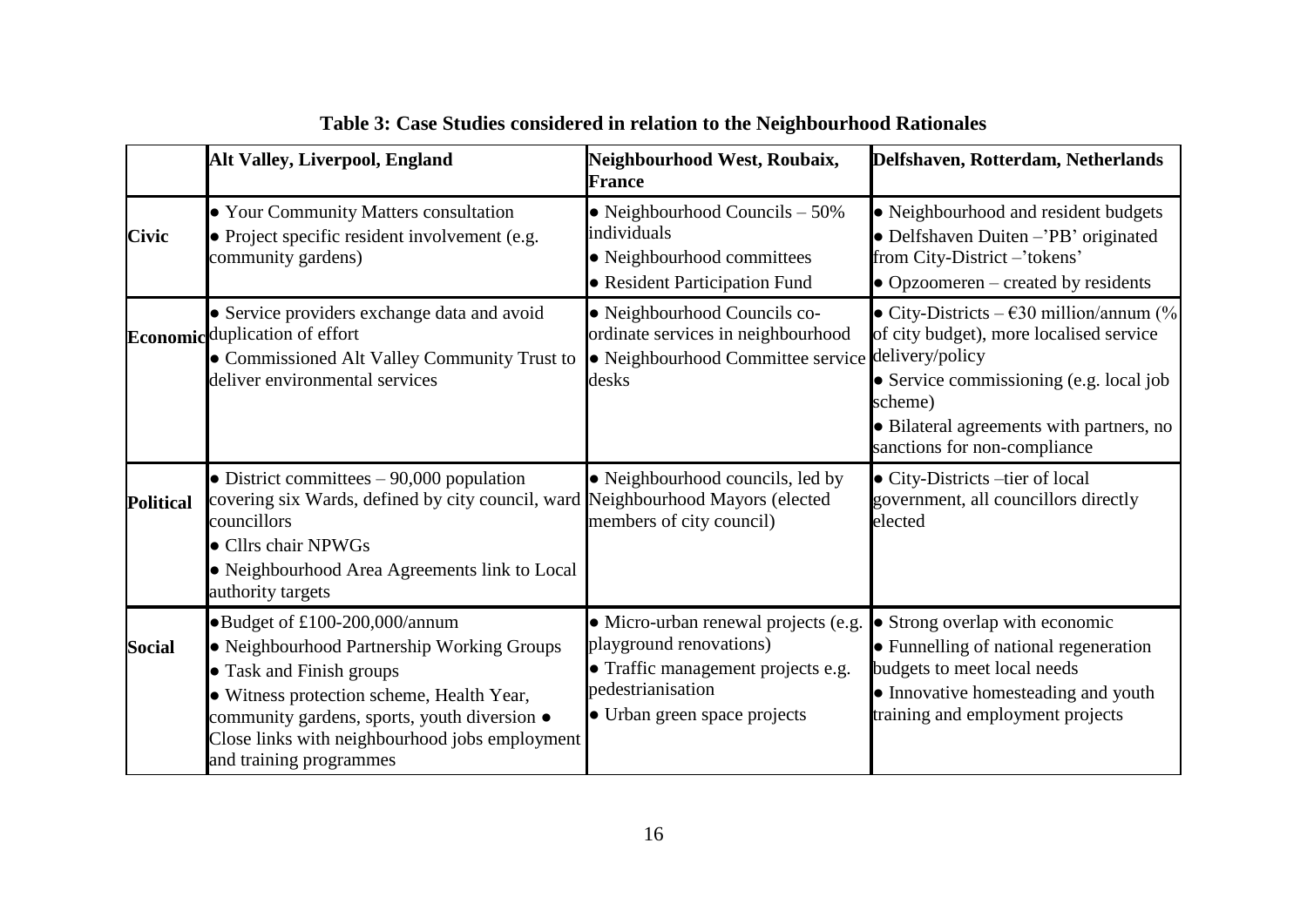**Table 3: Case Studies considered in relation to the Neighbourhood Rationales**

| | Alt Valley, Liverpool, England | Neighbourhood West, Roubaix, France | Delfshaven, Rotterdam, Netherlands |
|---|---|---|---|
| **Civic** | • Your Community Matters consultation<br>• Project specific resident involvement (e.g. community gardens) | • Neighbourhood Councils – 50% individuals<br>• Neighbourhood committees<br>• Resident Participation Fund | • Neighbourhood and resident budgets<br>• Delfshaven Duiten –'PB' originated from City-District –'tokens'<br>• Opzoomeren – created by residents |
| **Economic** | • Service providers exchange data and avoid duplication of effort<br>• Commissioned Alt Valley Community Trust to deliver environmental services | • Neighbourhood Councils co-ordinate services in neighbourhood<br>• Neighbourhood Committee service desks | • City-Districts – €30 million/annum (% of city budget), more localised service delivery/policy<br>• Service commissioning (e.g. local job scheme)<br>• Bilateral agreements with partners, no sanctions for non-compliance |
| **Political** | • District committees – 90,000 population covering six Wards, defined by city council, ward councillors<br>• Cllrs chair NPWGs<br>• Neighbourhood Area Agreements link to Local authority targets | • Neighbourhood councils, led by Neighbourhood Mayors (elected members of city council) | • City-Districts –tier of local government, all councillors directly elected |
| **Social** | •Budget of £100-200,000/annum<br>• Neighbourhood Partnership Working Groups<br>• Task and Finish groups<br>• Witness protection scheme, Health Year, community gardens, sports, youth diversion • Close links with neighbourhood jobs employment and training programmes | • Micro-urban renewal projects (e.g. playground renovations)<br>• Traffic management projects e.g. pedestrianisation<br>• Urban green space projects | • Strong overlap with economic<br>• Funnelling of national regeneration budgets to meet local needs<br>• Innovative homesteading and youth training and employment projects |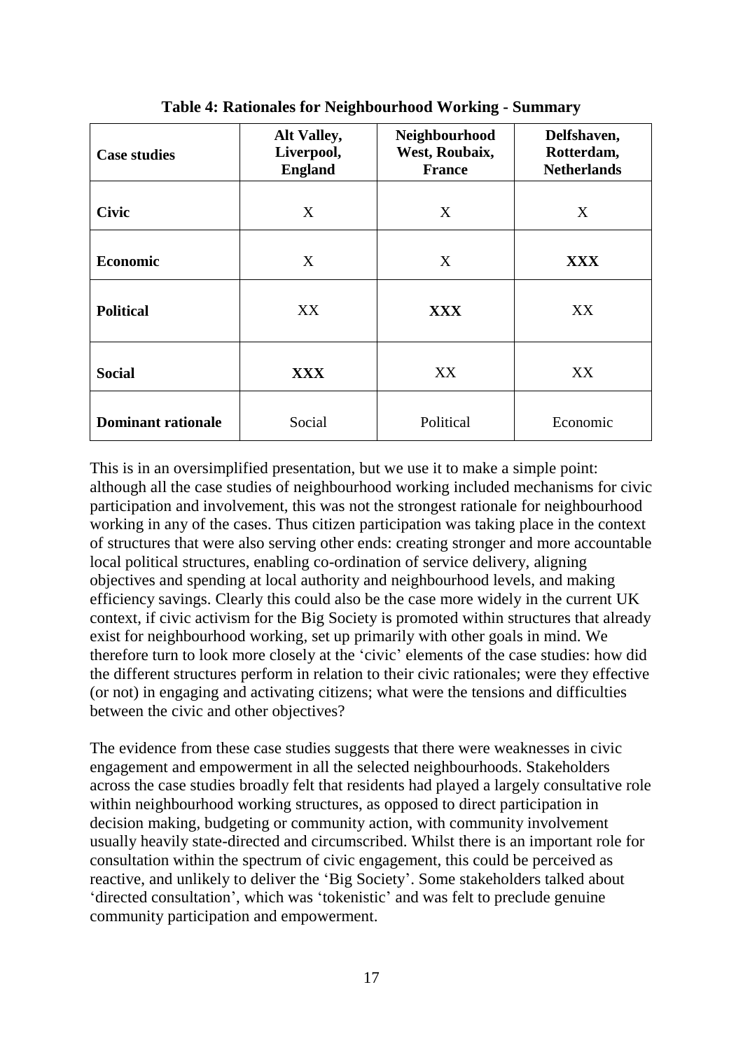**Table 4: Rationales for Neighbourhood Working - Summary**

| **Case studies** | **Alt Valley, Liverpool, England** | **Neighbourhood West, Roubaix, France** | **Delfshaven, Rotterdam, Netherlands** |
|---|---|---|---|
| **Civic** | X | X | X |
| **Economic** | X | X | **XXX** |
| **Political** | XX | **XXX** | XX |
| **Social** | **XXX** | XX | XX |
| **Dominant rationale** | Social | Political | Economic |

This is in an oversimplified presentation, but we use it to make a simple point: although all the case studies of neighbourhood working included mechanisms for civic participation and involvement, this was not the strongest rationale for neighbourhood working in any of the cases. Thus citizen participation was taking place in the context of structures that were also serving other ends: creating stronger and more accountable local political structures, enabling co-ordination of service delivery, aligning objectives and spending at local authority and neighbourhood levels, and making efficiency savings. Clearly this could also be the case more widely in the current UK context, if civic activism for the Big Society is promoted within structures that already exist for neighbourhood working, set up primarily with other goals in mind. We therefore turn to look more closely at the 'civic' elements of the case studies: how did the different structures perform in relation to their civic rationales; were they effective (or not) in engaging and activating citizens; what were the tensions and difficulties between the civic and other objectives?

The evidence from these case studies suggests that there were weaknesses in civic engagement and empowerment in all the selected neighbourhoods. Stakeholders across the case studies broadly felt that residents had played a largely consultative role within neighbourhood working structures, as opposed to direct participation in decision making, budgeting or community action, with community involvement usually heavily state-directed and circumscribed. Whilst there is an important role for consultation within the spectrum of civic engagement, this could be perceived as reactive, and unlikely to deliver the 'Big Society'. Some stakeholders talked about 'directed consultation', which was 'tokenistic' and was felt to preclude genuine community participation and empowerment.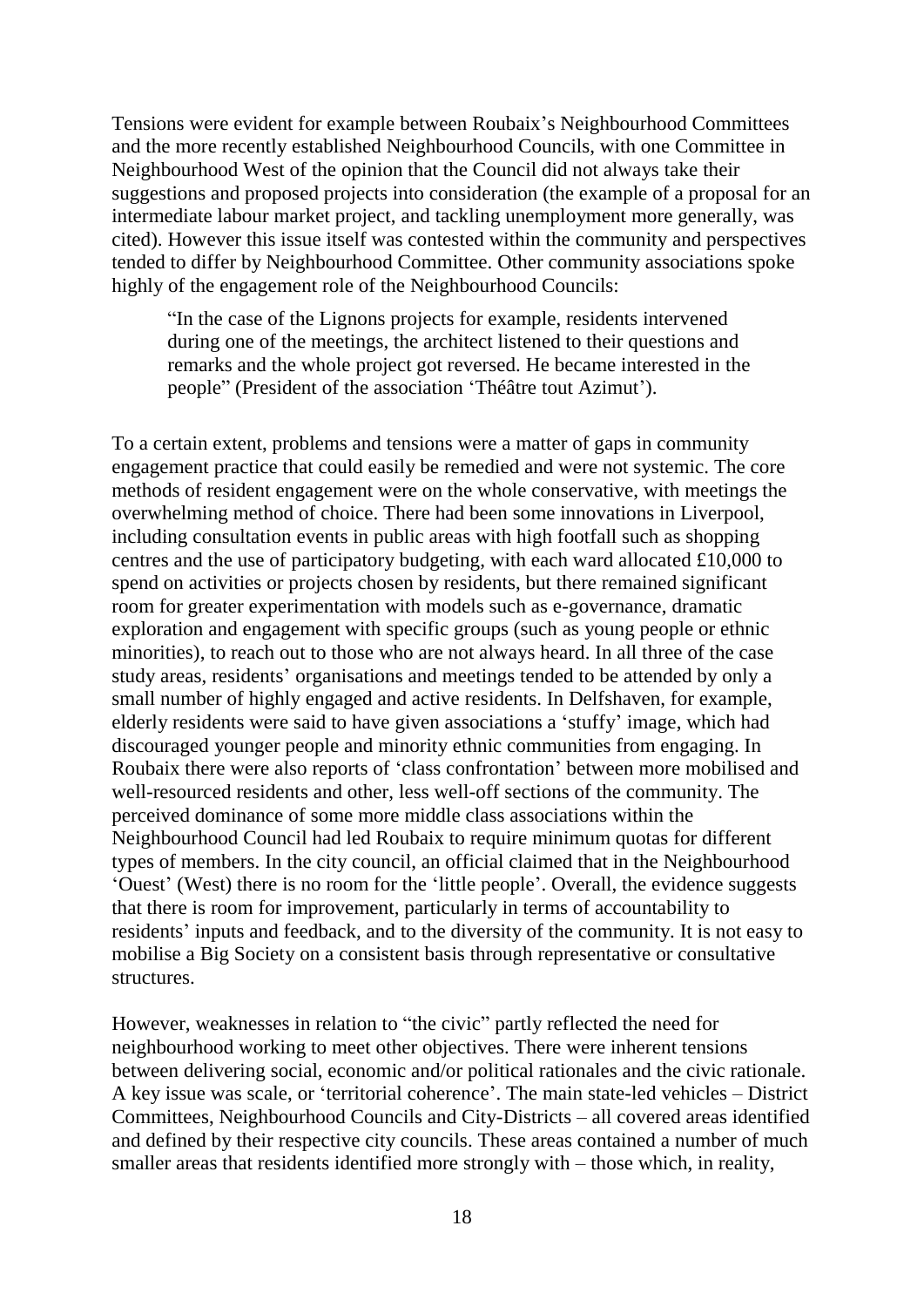Tensions were evident for example between Roubaix's Neighbourhood Committees and the more recently established Neighbourhood Councils, with one Committee in Neighbourhood West of the opinion that the Council did not always take their suggestions and proposed projects into consideration (the example of a proposal for an intermediate labour market project, and tackling unemployment more generally, was cited). However this issue itself was contested within the community and perspectives tended to differ by Neighbourhood Committee. Other community associations spoke highly of the engagement role of the Neighbourhood Councils:

> "In the case of the Lignons projects for example, residents intervened during one of the meetings, the architect listened to their questions and remarks and the whole project got reversed. He became interested in the people" (President of the association 'Théâtre tout Azimut').

To a certain extent, problems and tensions were a matter of gaps in community engagement practice that could easily be remedied and were not systemic. The core methods of resident engagement were on the whole conservative, with meetings the overwhelming method of choice. There had been some innovations in Liverpool, including consultation events in public areas with high footfall such as shopping centres and the use of participatory budgeting, with each ward allocated £10,000 to spend on activities or projects chosen by residents, but there remained significant room for greater experimentation with models such as e-governance, dramatic exploration and engagement with specific groups (such as young people or ethnic minorities), to reach out to those who are not always heard. In all three of the case study areas, residents' organisations and meetings tended to be attended by only a small number of highly engaged and active residents. In Delfshaven, for example, elderly residents were said to have given associations a 'stuffy' image, which had discouraged younger people and minority ethnic communities from engaging. In Roubaix there were also reports of 'class confrontation' between more mobilised and well-resourced residents and other, less well-off sections of the community. The perceived dominance of some more middle class associations within the Neighbourhood Council had led Roubaix to require minimum quotas for different types of members. In the city council, an official claimed that in the Neighbourhood 'Ouest' (West) there is no room for the 'little people'. Overall, the evidence suggests that there is room for improvement, particularly in terms of accountability to residents' inputs and feedback, and to the diversity of the community. It is not easy to mobilise a Big Society on a consistent basis through representative or consultative structures.

However, weaknesses in relation to "the civic" partly reflected the need for neighbourhood working to meet other objectives. There were inherent tensions between delivering social, economic and/or political rationales and the civic rationale. A key issue was scale, or 'territorial coherence'. The main state-led vehicles – District Committees, Neighbourhood Councils and City-Districts – all covered areas identified and defined by their respective city councils. These areas contained a number of much smaller areas that residents identified more strongly with – those which, in reality,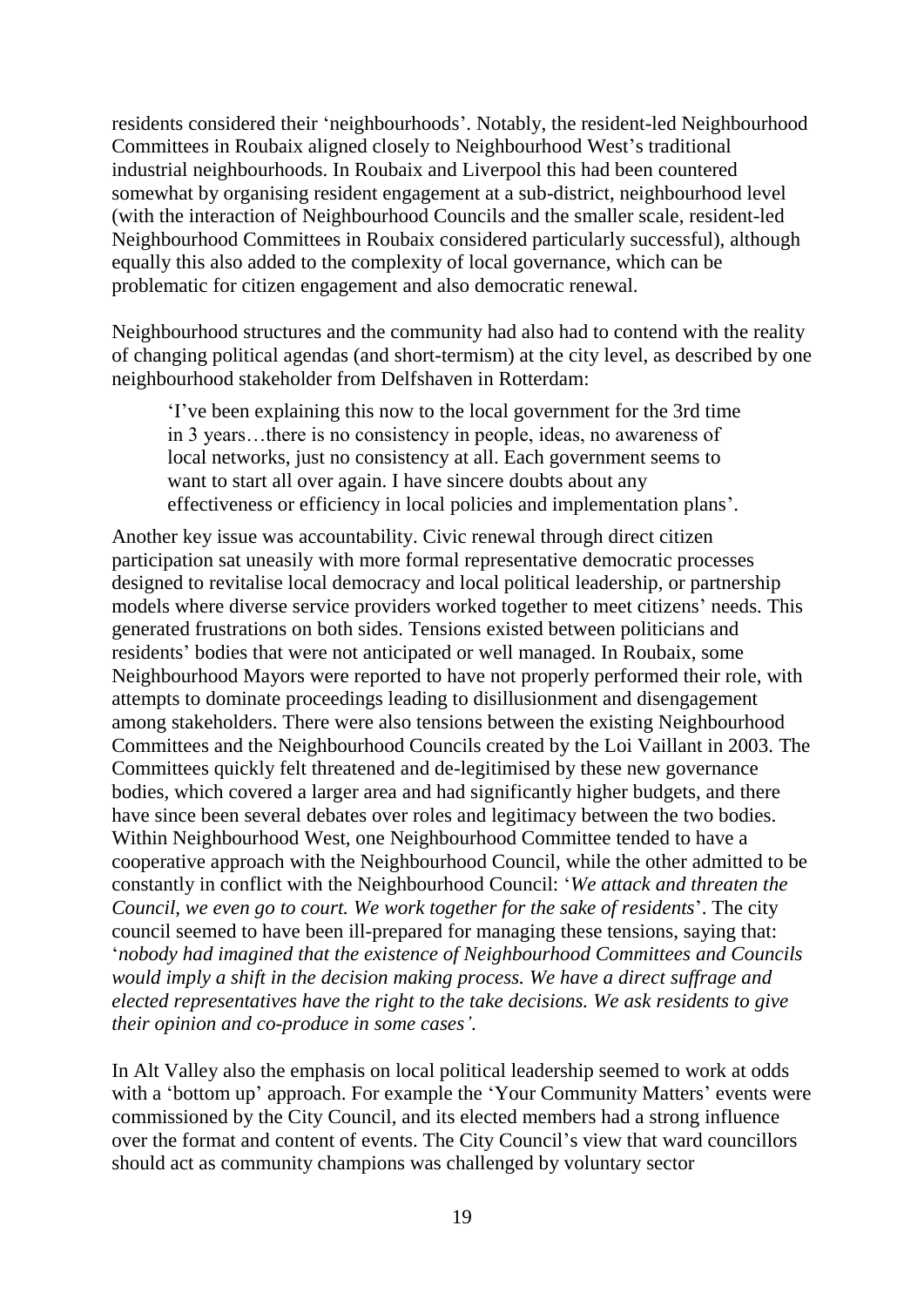residents considered their 'neighbourhoods'. Notably, the resident-led Neighbourhood Committees in Roubaix aligned closely to Neighbourhood West's traditional industrial neighbourhoods. In Roubaix and Liverpool this had been countered somewhat by organising resident engagement at a sub-district, neighbourhood level (with the interaction of Neighbourhood Councils and the smaller scale, resident-led Neighbourhood Committees in Roubaix considered particularly successful), although equally this also added to the complexity of local governance, which can be problematic for citizen engagement and also democratic renewal.

Neighbourhood structures and the community had also had to contend with the reality of changing political agendas (and short-termism) at the city level, as described by one neighbourhood stakeholder from Delfshaven in Rotterdam:

> 'I've been explaining this now to the local government for the 3rd time in 3 years…there is no consistency in people, ideas, no awareness of local networks, just no consistency at all. Each government seems to want to start all over again. I have sincere doubts about any effectiveness or efficiency in local policies and implementation plans'.

Another key issue was accountability. Civic renewal through direct citizen participation sat uneasily with more formal representative democratic processes designed to revitalise local democracy and local political leadership, or partnership models where diverse service providers worked together to meet citizens' needs. This generated frustrations on both sides. Tensions existed between politicians and residents' bodies that were not anticipated or well managed. In Roubaix, some Neighbourhood Mayors were reported to have not properly performed their role, with attempts to dominate proceedings leading to disillusionment and disengagement among stakeholders. There were also tensions between the existing Neighbourhood Committees and the Neighbourhood Councils created by the Loi Vaillant in 2003. The Committees quickly felt threatened and de-legitimised by these new governance bodies, which covered a larger area and had significantly higher budgets, and there have since been several debates over roles and legitimacy between the two bodies. Within Neighbourhood West, one Neighbourhood Committee tended to have a cooperative approach with the Neighbourhood Council, while the other admitted to be constantly in conflict with the Neighbourhood Council: '*We attack and threaten the Council, we even go to court. We work together for the sake of residents*'. The city council seemed to have been ill-prepared for managing these tensions, saying that: '*nobody had imagined that the existence of Neighbourhood Committees and Councils would imply a shift in the decision making process. We have a direct suffrage and elected representatives have the right to the take decisions. We ask residents to give their opinion and co-produce in some cases'.*

In Alt Valley also the emphasis on local political leadership seemed to work at odds with a 'bottom up' approach. For example the 'Your Community Matters' events were commissioned by the City Council, and its elected members had a strong influence over the format and content of events. The City Council's view that ward councillors should act as community champions was challenged by voluntary sector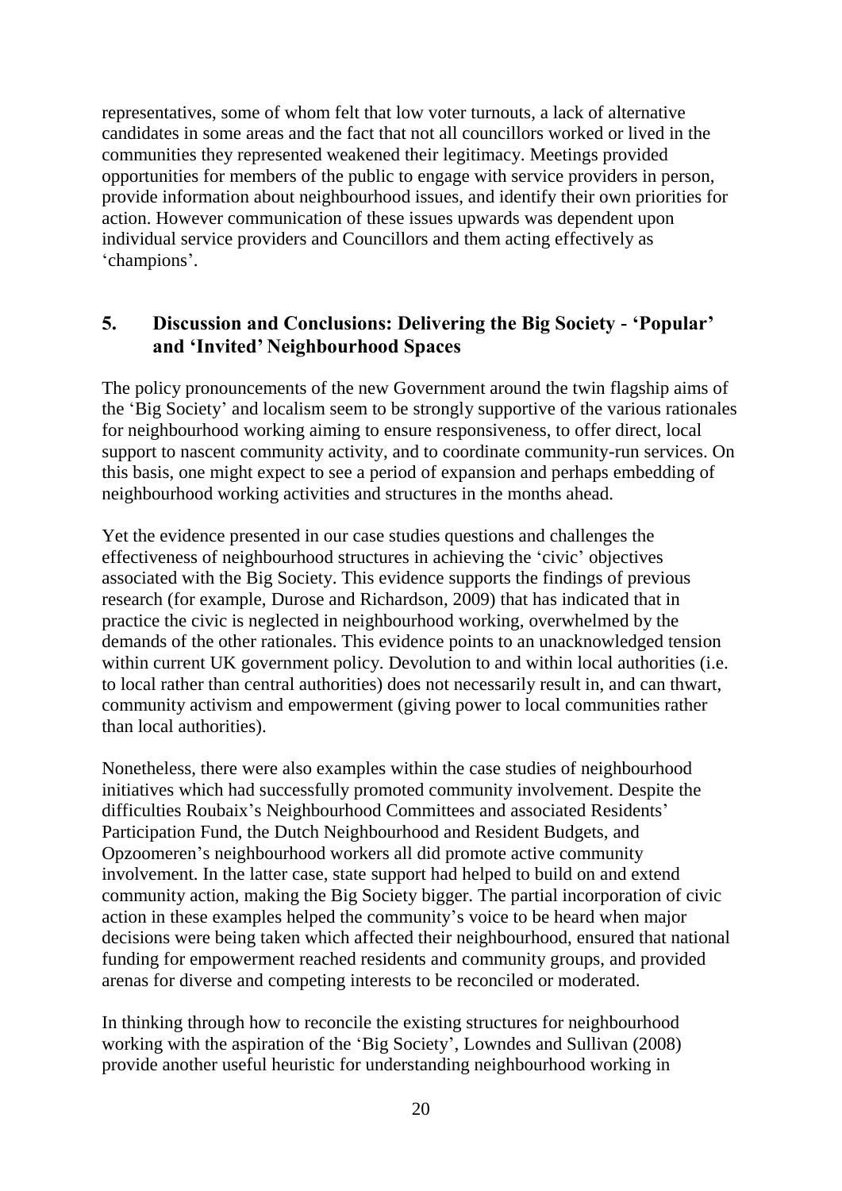representatives, some of whom felt that low voter turnouts, a lack of alternative candidates in some areas and the fact that not all councillors worked or lived in the communities they represented weakened their legitimacy. Meetings provided opportunities for members of the public to engage with service providers in person, provide information about neighbourhood issues, and identify their own priorities for action. However communication of these issues upwards was dependent upon individual service providers and Councillors and them acting effectively as 'champions'.

## 5. Discussion and Conclusions: Delivering the Big Society - 'Popular' and 'Invited' Neighbourhood Spaces

The policy pronouncements of the new Government around the twin flagship aims of the 'Big Society' and localism seem to be strongly supportive of the various rationales for neighbourhood working aiming to ensure responsiveness, to offer direct, local support to nascent community activity, and to coordinate community-run services. On this basis, one might expect to see a period of expansion and perhaps embedding of neighbourhood working activities and structures in the months ahead.

Yet the evidence presented in our case studies questions and challenges the effectiveness of neighbourhood structures in achieving the 'civic' objectives associated with the Big Society. This evidence supports the findings of previous research (for example, Durose and Richardson, 2009) that has indicated that in practice the civic is neglected in neighbourhood working, overwhelmed by the demands of the other rationales. This evidence points to an unacknowledged tension within current UK government policy. Devolution to and within local authorities (i.e. to local rather than central authorities) does not necessarily result in, and can thwart, community activism and empowerment (giving power to local communities rather than local authorities).

Nonetheless, there were also examples within the case studies of neighbourhood initiatives which had successfully promoted community involvement. Despite the difficulties Roubaix's Neighbourhood Committees and associated Residents' Participation Fund, the Dutch Neighbourhood and Resident Budgets, and Opzoomeren's neighbourhood workers all did promote active community involvement. In the latter case, state support had helped to build on and extend community action, making the Big Society bigger. The partial incorporation of civic action in these examples helped the community's voice to be heard when major decisions were being taken which affected their neighbourhood, ensured that national funding for empowerment reached residents and community groups, and provided arenas for diverse and competing interests to be reconciled or moderated.

In thinking through how to reconcile the existing structures for neighbourhood working with the aspiration of the 'Big Society', Lowndes and Sullivan (2008) provide another useful heuristic for understanding neighbourhood working in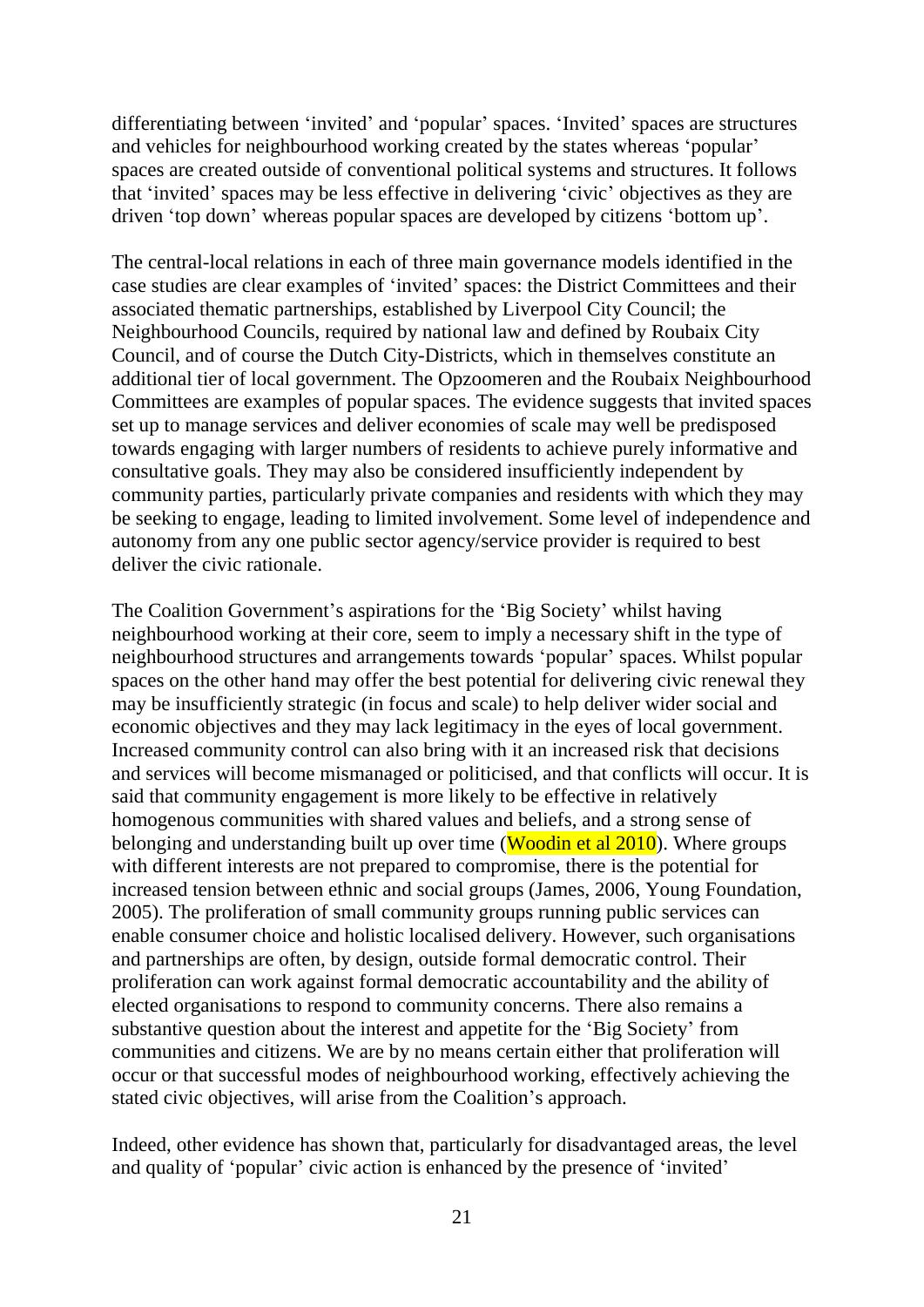differentiating between 'invited' and 'popular' spaces. 'Invited' spaces are structures and vehicles for neighbourhood working created by the states whereas 'popular' spaces are created outside of conventional political systems and structures. It follows that 'invited' spaces may be less effective in delivering 'civic' objectives as they are driven 'top down' whereas popular spaces are developed by citizens 'bottom up'.

The central-local relations in each of three main governance models identified in the case studies are clear examples of 'invited' spaces: the District Committees and their associated thematic partnerships, established by Liverpool City Council; the Neighbourhood Councils, required by national law and defined by Roubaix City Council, and of course the Dutch City-Districts, which in themselves constitute an additional tier of local government. The Opzoomeren and the Roubaix Neighbourhood Committees are examples of popular spaces. The evidence suggests that invited spaces set up to manage services and deliver economies of scale may well be predisposed towards engaging with larger numbers of residents to achieve purely informative and consultative goals. They may also be considered insufficiently independent by community parties, particularly private companies and residents with which they may be seeking to engage, leading to limited involvement. Some level of independence and autonomy from any one public sector agency/service provider is required to best deliver the civic rationale.

The Coalition Government's aspirations for the 'Big Society' whilst having neighbourhood working at their core, seem to imply a necessary shift in the type of neighbourhood structures and arrangements towards 'popular' spaces. Whilst popular spaces on the other hand may offer the best potential for delivering civic renewal they may be insufficiently strategic (in focus and scale) to help deliver wider social and economic objectives and they may lack legitimacy in the eyes of local government. Increased community control can also bring with it an increased risk that decisions and services will become mismanaged or politicised, and that conflicts will occur. It is said that community engagement is more likely to be effective in relatively homogenous communities with shared values and beliefs, and a strong sense of belonging and understanding built up over time (Woodin et al 2010). Where groups with different interests are not prepared to compromise, there is the potential for increased tension between ethnic and social groups (James, 2006, Young Foundation, 2005). The proliferation of small community groups running public services can enable consumer choice and holistic localised delivery. However, such organisations and partnerships are often, by design, outside formal democratic control. Their proliferation can work against formal democratic accountability and the ability of elected organisations to respond to community concerns. There also remains a substantive question about the interest and appetite for the 'Big Society' from communities and citizens. We are by no means certain either that proliferation will occur or that successful modes of neighbourhood working, effectively achieving the stated civic objectives, will arise from the Coalition's approach.

Indeed, other evidence has shown that, particularly for disadvantaged areas, the level and quality of 'popular' civic action is enhanced by the presence of 'invited'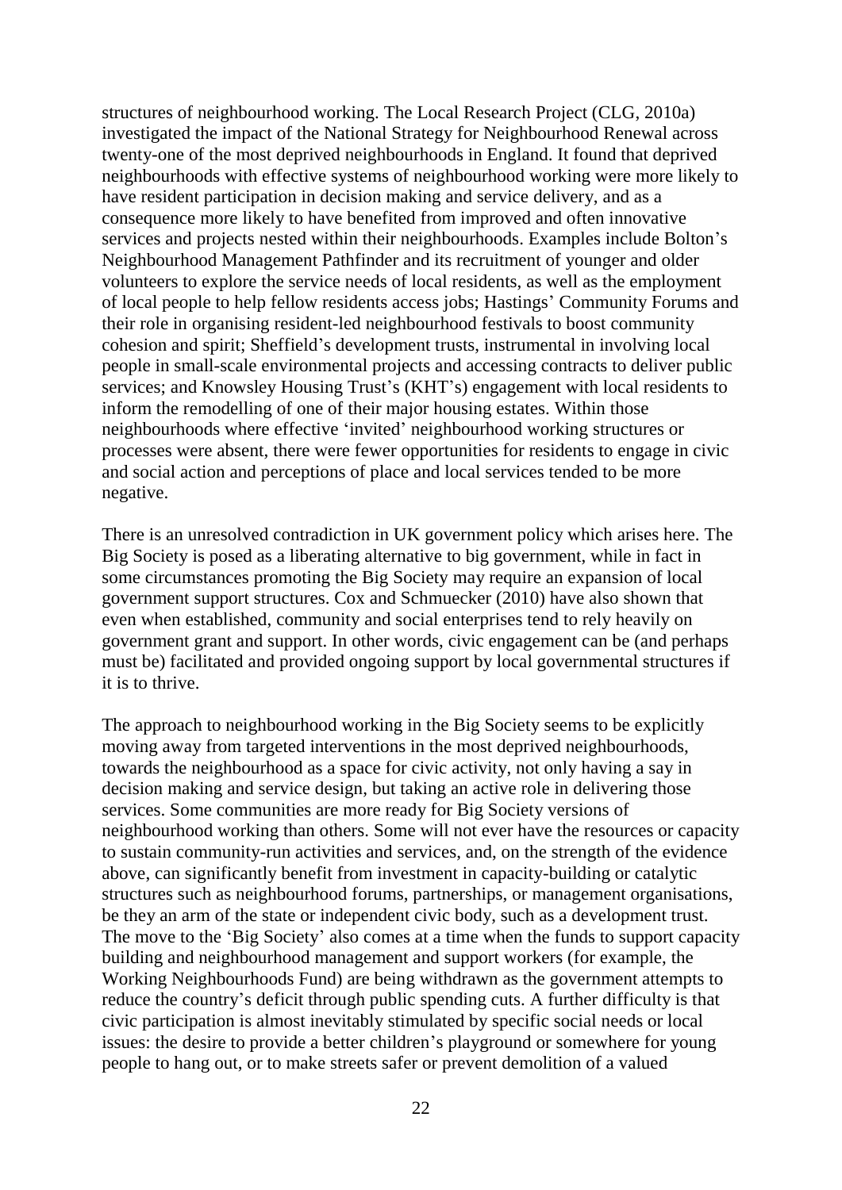structures of neighbourhood working. The Local Research Project (CLG, 2010a) investigated the impact of the National Strategy for Neighbourhood Renewal across twenty-one of the most deprived neighbourhoods in England. It found that deprived neighbourhoods with effective systems of neighbourhood working were more likely to have resident participation in decision making and service delivery, and as a consequence more likely to have benefited from improved and often innovative services and projects nested within their neighbourhoods. Examples include Bolton's Neighbourhood Management Pathfinder and its recruitment of younger and older volunteers to explore the service needs of local residents, as well as the employment of local people to help fellow residents access jobs; Hastings' Community Forums and their role in organising resident-led neighbourhood festivals to boost community cohesion and spirit; Sheffield's development trusts, instrumental in involving local people in small-scale environmental projects and accessing contracts to deliver public services; and Knowsley Housing Trust's (KHT's) engagement with local residents to inform the remodelling of one of their major housing estates. Within those neighbourhoods where effective 'invited' neighbourhood working structures or processes were absent, there were fewer opportunities for residents to engage in civic and social action and perceptions of place and local services tended to be more negative.

There is an unresolved contradiction in UK government policy which arises here. The Big Society is posed as a liberating alternative to big government, while in fact in some circumstances promoting the Big Society may require an expansion of local government support structures. Cox and Schmuecker (2010) have also shown that even when established, community and social enterprises tend to rely heavily on government grant and support. In other words, civic engagement can be (and perhaps must be) facilitated and provided ongoing support by local governmental structures if it is to thrive.

The approach to neighbourhood working in the Big Society seems to be explicitly moving away from targeted interventions in the most deprived neighbourhoods, towards the neighbourhood as a space for civic activity, not only having a say in decision making and service design, but taking an active role in delivering those services. Some communities are more ready for Big Society versions of neighbourhood working than others. Some will not ever have the resources or capacity to sustain community-run activities and services, and, on the strength of the evidence above, can significantly benefit from investment in capacity-building or catalytic structures such as neighbourhood forums, partnerships, or management organisations, be they an arm of the state or independent civic body, such as a development trust. The move to the 'Big Society' also comes at a time when the funds to support capacity building and neighbourhood management and support workers (for example, the Working Neighbourhoods Fund) are being withdrawn as the government attempts to reduce the country's deficit through public spending cuts. A further difficulty is that civic participation is almost inevitably stimulated by specific social needs or local issues: the desire to provide a better children's playground or somewhere for young people to hang out, or to make streets safer or prevent demolition of a valued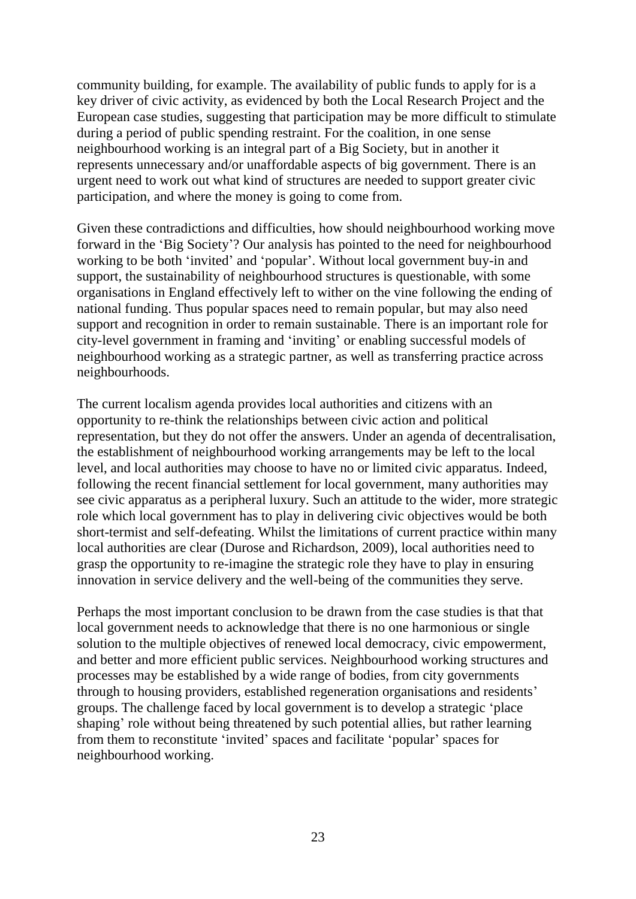community building, for example. The availability of public funds to apply for is a key driver of civic activity, as evidenced by both the Local Research Project and the European case studies, suggesting that participation may be more difficult to stimulate during a period of public spending restraint. For the coalition, in one sense neighbourhood working is an integral part of a Big Society, but in another it represents unnecessary and/or unaffordable aspects of big government. There is an urgent need to work out what kind of structures are needed to support greater civic participation, and where the money is going to come from.

Given these contradictions and difficulties, how should neighbourhood working move forward in the 'Big Society'? Our analysis has pointed to the need for neighbourhood working to be both 'invited' and 'popular'. Without local government buy-in and support, the sustainability of neighbourhood structures is questionable, with some organisations in England effectively left to wither on the vine following the ending of national funding. Thus popular spaces need to remain popular, but may also need support and recognition in order to remain sustainable. There is an important role for city-level government in framing and 'inviting' or enabling successful models of neighbourhood working as a strategic partner, as well as transferring practice across neighbourhoods.

The current localism agenda provides local authorities and citizens with an opportunity to re-think the relationships between civic action and political representation, but they do not offer the answers. Under an agenda of decentralisation, the establishment of neighbourhood working arrangements may be left to the local level, and local authorities may choose to have no or limited civic apparatus. Indeed, following the recent financial settlement for local government, many authorities may see civic apparatus as a peripheral luxury. Such an attitude to the wider, more strategic role which local government has to play in delivering civic objectives would be both short-termist and self-defeating. Whilst the limitations of current practice within many local authorities are clear (Durose and Richardson, 2009), local authorities need to grasp the opportunity to re-imagine the strategic role they have to play in ensuring innovation in service delivery and the well-being of the communities they serve.

Perhaps the most important conclusion to be drawn from the case studies is that that local government needs to acknowledge that there is no one harmonious or single solution to the multiple objectives of renewed local democracy, civic empowerment, and better and more efficient public services. Neighbourhood working structures and processes may be established by a wide range of bodies, from city governments through to housing providers, established regeneration organisations and residents' groups. The challenge faced by local government is to develop a strategic 'place shaping' role without being threatened by such potential allies, but rather learning from them to reconstitute 'invited' spaces and facilitate 'popular' spaces for neighbourhood working.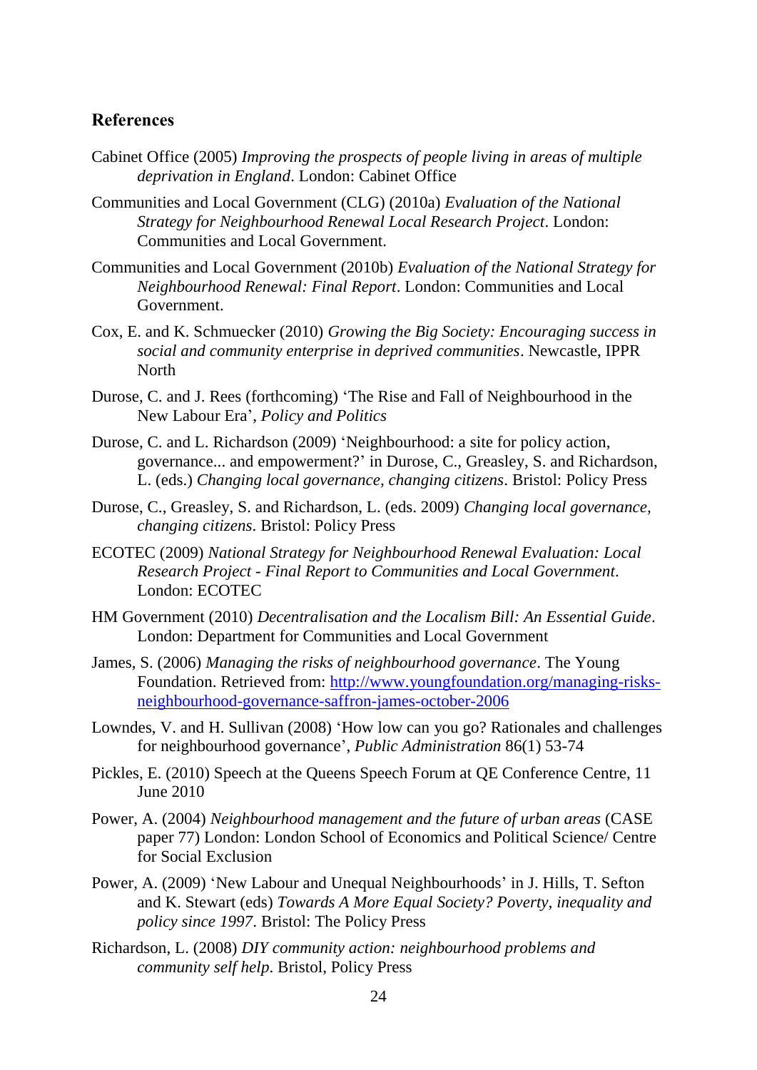## References

Cabinet Office (2005) *Improving the prospects of people living in areas of multiple deprivation in England*. London: Cabinet Office

Communities and Local Government (CLG) (2010a) *Evaluation of the National Strategy for Neighbourhood Renewal Local Research Project*. London: Communities and Local Government.

Communities and Local Government (2010b) *Evaluation of the National Strategy for Neighbourhood Renewal: Final Report*. London: Communities and Local Government.

Cox, E. and K. Schmuecker (2010) *Growing the Big Society: Encouraging success in social and community enterprise in deprived communities*. Newcastle, IPPR North

Durose, C. and J. Rees (forthcoming) 'The Rise and Fall of Neighbourhood in the New Labour Era', *Policy and Politics*

Durose, C. and L. Richardson (2009) 'Neighbourhood: a site for policy action, governance... and empowerment?' in Durose, C., Greasley, S. and Richardson, L. (eds.) *Changing local governance, changing citizens*. Bristol: Policy Press

Durose, C., Greasley, S. and Richardson, L. (eds. 2009) *Changing local governance, changing citizens*. Bristol: Policy Press

ECOTEC (2009) *National Strategy for Neighbourhood Renewal Evaluation: Local Research Project - Final Report to Communities and Local Government*. London: ECOTEC

HM Government (2010) *Decentralisation and the Localism Bill: An Essential Guide*. London: Department for Communities and Local Government

James, S. (2006) *Managing the risks of neighbourhood governance*. The Young Foundation. Retrieved from: [http://www.youngfoundation.org/managing-risks-neighbourhood-governance-saffron-james-october-2006](http://www.youngfoundation.org/managing-risks-neighbourhood-governance-saffron-james-october-2006)

Lowndes, V. and H. Sullivan (2008) 'How low can you go? Rationales and challenges for neighbourhood governance', *Public Administration* 86(1) 53-74

Pickles, E. (2010) Speech at the Queens Speech Forum at QE Conference Centre, 11 June 2010

Power, A. (2004) *Neighbourhood management and the future of urban areas* (CASE paper 77) London: London School of Economics and Political Science/ Centre for Social Exclusion

Power, A. (2009) 'New Labour and Unequal Neighbourhoods' in J. Hills, T. Sefton and K. Stewart (eds) *Towards A More Equal Society? Poverty, inequality and policy since 1997*. Bristol: The Policy Press

Richardson, L. (2008) *DIY community action: neighbourhood problems and community self help*. Bristol, Policy Press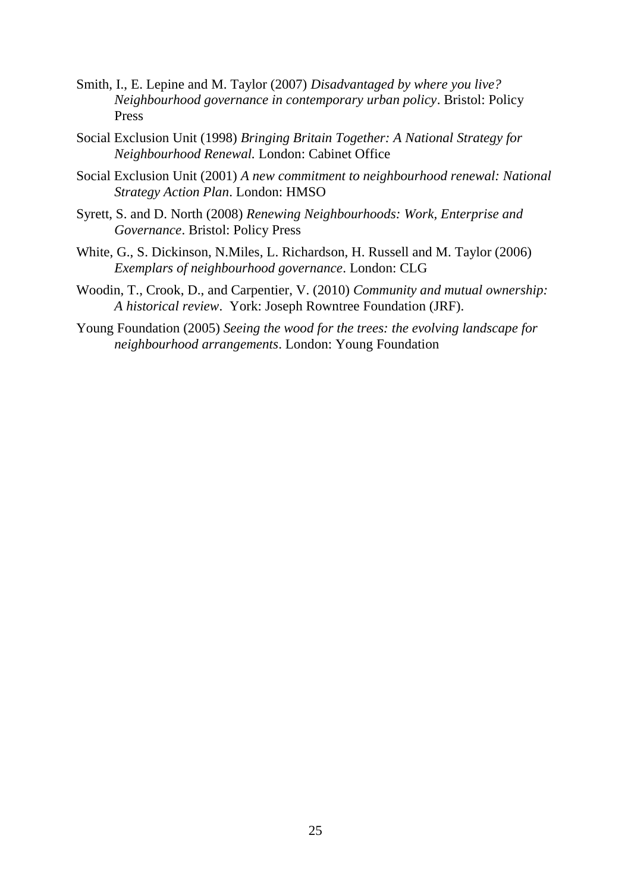Smith, I., E. Lepine and M. Taylor (2007) *Disadvantaged by where you live? Neighbourhood governance in contemporary urban policy*. Bristol: Policy Press

Social Exclusion Unit (1998) *Bringing Britain Together: A National Strategy for Neighbourhood Renewal.* London: Cabinet Office

Social Exclusion Unit (2001) *A new commitment to neighbourhood renewal: National Strategy Action Plan*. London: HMSO

Syrett, S. and D. North (2008) *Renewing Neighbourhoods: Work, Enterprise and Governance*. Bristol: Policy Press

White, G., S. Dickinson, N.Miles, L. Richardson, H. Russell and M. Taylor (2006) *Exemplars of neighbourhood governance*. London: CLG

Woodin, T., Crook, D., and Carpentier, V. (2010) *Community and mutual ownership: A historical review*. York: Joseph Rowntree Foundation (JRF).

Young Foundation (2005) *Seeing the wood for the trees: the evolving landscape for neighbourhood arrangements*. London: Young Foundation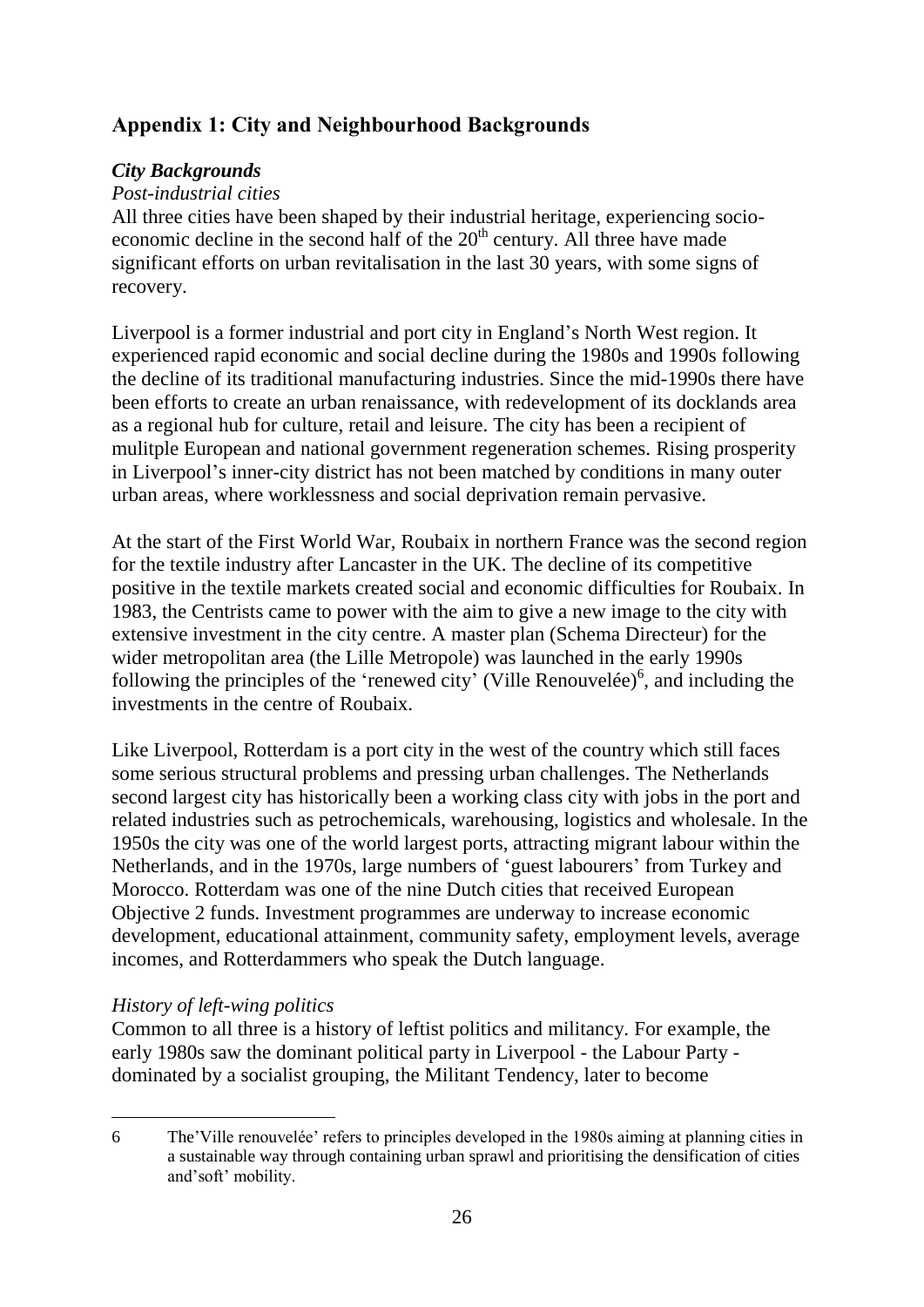## Appendix 1: City and Neighbourhood Backgrounds

### *City Backgrounds*

*Post-industrial cities*

All three cities have been shaped by their industrial heritage, experiencing socio-economic decline in the second half of the 20th century. All three have made significant efforts on urban revitalisation in the last 30 years, with some signs of recovery.

Liverpool is a former industrial and port city in England's North West region. It experienced rapid economic and social decline during the 1980s and 1990s following the decline of its traditional manufacturing industries. Since the mid-1990s there have been efforts to create an urban renaissance, with redevelopment of its docklands area as a regional hub for culture, retail and leisure. The city has been a recipient of mulitple European and national government regeneration schemes. Rising prosperity in Liverpool's inner-city district has not been matched by conditions in many outer urban areas, where worklessness and social deprivation remain pervasive.

At the start of the First World War, Roubaix in northern France was the second region for the textile industry after Lancaster in the UK. The decline of its competitive positive in the textile markets created social and economic difficulties for Roubaix. In 1983, the Centrists came to power with the aim to give a new image to the city with extensive investment in the city centre. A master plan (Schema Directeur) for the wider metropolitan area (the Lille Metropole) was launched in the early 1990s following the principles of the 'renewed city' (Ville Renouvelée)[6], and including the investments in the centre of Roubaix.

Like Liverpool, Rotterdam is a port city in the west of the country which still faces some serious structural problems and pressing urban challenges. The Netherlands second largest city has historically been a working class city with jobs in the port and related industries such as petrochemicals, warehousing, logistics and wholesale. In the 1950s the city was one of the world largest ports, attracting migrant labour within the Netherlands, and in the 1970s, large numbers of 'guest labourers' from Turkey and Morocco. Rotterdam was one of the nine Dutch cities that received European Objective 2 funds. Investment programmes are underway to increase economic development, educational attainment, community safety, employment levels, average incomes, and Rotterdammers who speak the Dutch language.

*History of left-wing politics*

Common to all three is a history of leftist politics and militancy. For example, the early 1980s saw the dominant political party in Liverpool - the Labour Party - dominated by a socialist grouping, the Militant Tendency, later to become

---

6 The'Ville renouvelée' refers to principles developed in the 1980s aiming at planning cities in a sustainable way through containing urban sprawl and prioritising the densification of cities and'soft' mobility.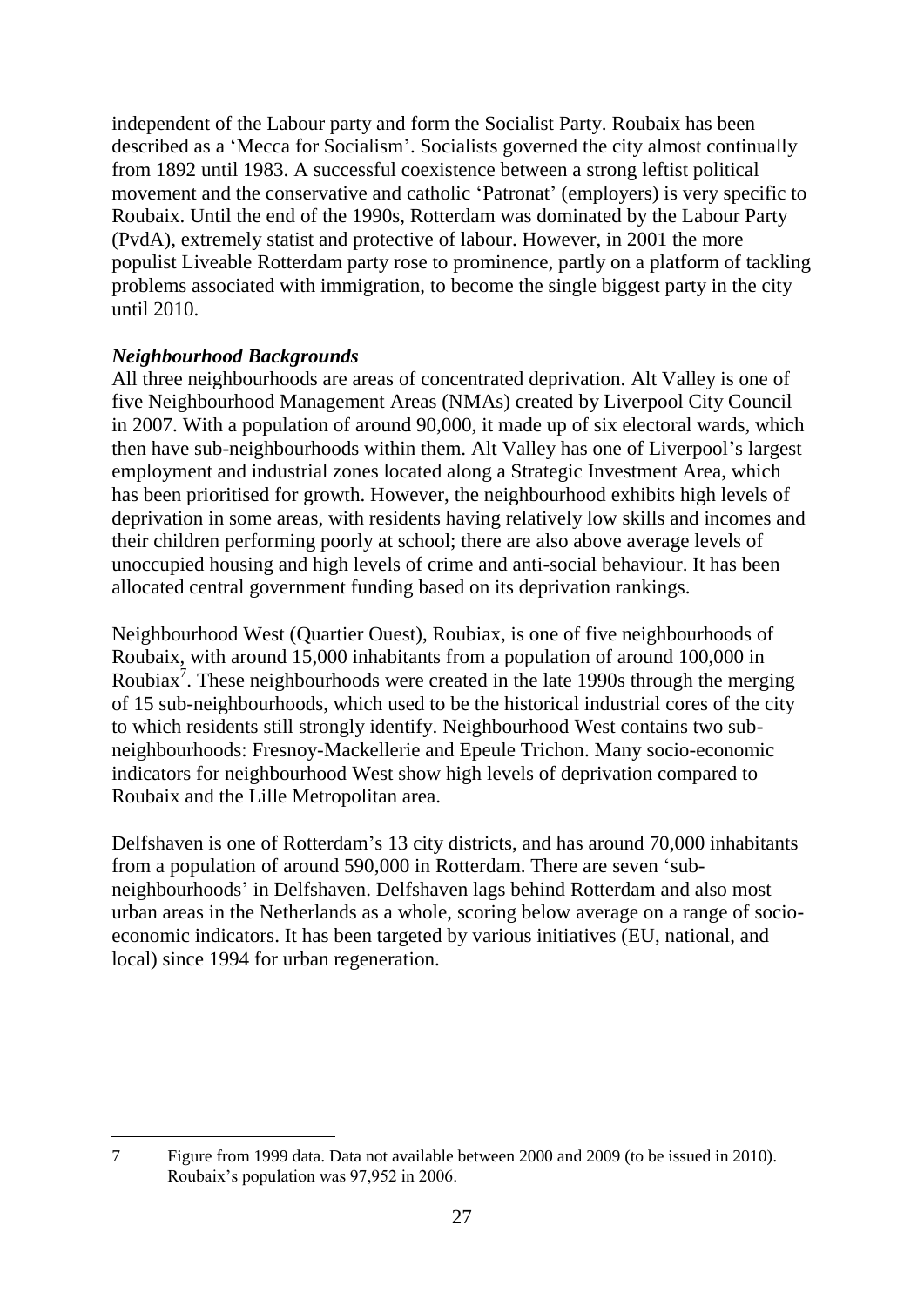independent of the Labour party and form the Socialist Party. Roubaix has been described as a 'Mecca for Socialism'. Socialists governed the city almost continually from 1892 until 1983. A successful coexistence between a strong leftist political movement and the conservative and catholic 'Patronat' (employers) is very specific to Roubaix. Until the end of the 1990s, Rotterdam was dominated by the Labour Party (PvdA), extremely statist and protective of labour. However, in 2001 the more populist Liveable Rotterdam party rose to prominence, partly on a platform of tackling problems associated with immigration, to become the single biggest party in the city until 2010.

***Neighbourhood Backgrounds***

All three neighbourhoods are areas of concentrated deprivation. Alt Valley is one of five Neighbourhood Management Areas (NMAs) created by Liverpool City Council in 2007. With a population of around 90,000, it made up of six electoral wards, which then have sub-neighbourhoods within them. Alt Valley has one of Liverpool's largest employment and industrial zones located along a Strategic Investment Area, which has been prioritised for growth. However, the neighbourhood exhibits high levels of deprivation in some areas, with residents having relatively low skills and incomes and their children performing poorly at school; there are also above average levels of unoccupied housing and high levels of crime and anti-social behaviour. It has been allocated central government funding based on its deprivation rankings.

Neighbourhood West (Quartier Ouest), Roubiax, is one of five neighbourhoods of Roubaix, with around 15,000 inhabitants from a population of around 100,000 in Roubiax[7]. These neighbourhoods were created in the late 1990s through the merging of 15 sub-neighbourhoods, which used to be the historical industrial cores of the city to which residents still strongly identify. Neighbourhood West contains two sub-neighbourhoods: Fresnoy-Mackellerie and Epeule Trichon. Many socio-economic indicators for neighbourhood West show high levels of deprivation compared to Roubaix and the Lille Metropolitan area.

Delfshaven is one of Rotterdam's 13 city districts, and has around 70,000 inhabitants from a population of around 590,000 in Rotterdam. There are seven 'sub-neighbourhoods' in Delfshaven. Delfshaven lags behind Rotterdam and also most urban areas in the Netherlands as a whole, scoring below average on a range of socio-economic indicators. It has been targeted by various initiatives (EU, national, and local) since 1994 for urban regeneration.

7 Figure from 1999 data. Data not available between 2000 and 2009 (to be issued in 2010). Roubaix's population was 97,952 in 2006.